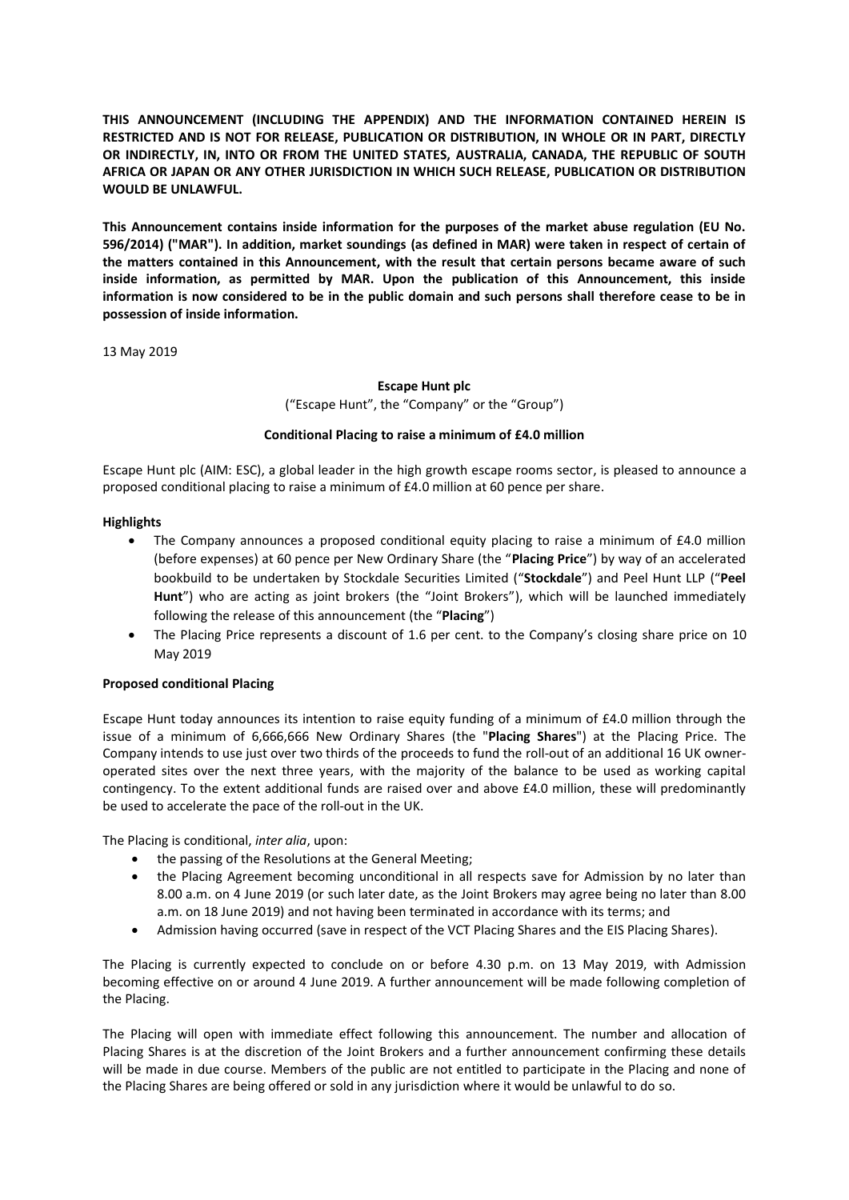**THIS ANNOUNCEMENT (INCLUDING THE APPENDIX) AND THE INFORMATION CONTAINED HEREIN IS RESTRICTED AND IS NOT FOR RELEASE, PUBLICATION OR DISTRIBUTION, IN WHOLE OR IN PART, DIRECTLY OR INDIRECTLY, IN, INTO OR FROM THE UNITED STATES, AUSTRALIA, CANADA, THE REPUBLIC OF SOUTH AFRICA OR JAPAN OR ANY OTHER JURISDICTION IN WHICH SUCH RELEASE, PUBLICATION OR DISTRIBUTION WOULD BE UNLAWFUL.**

**This Announcement contains inside information for the purposes of the market abuse regulation (EU No. 596/2014) ("MAR"). In addition, market soundings (as defined in MAR) were taken in respect of certain of the matters contained in this Announcement, with the result that certain persons became aware of such inside information, as permitted by MAR. Upon the publication of this Announcement, this inside information is now considered to be in the public domain and such persons shall therefore cease to be in possession of inside information.**

13 May 2019

**Escape Hunt plc**

("Escape Hunt", the "Company" or the "Group")

**Conditional Placing to raise a minimum of £4.0 million**

Escape Hunt plc (AIM: ESC), a global leader in the high growth escape rooms sector, is pleased to announce a proposed conditional placing to raise a minimum of £4.0 million at 60 pence per share.

**Highlights**

- The Company announces a proposed conditional equity placing to raise a minimum of £4.0 million (before expenses) at 60 pence per New Ordinary Share (the "**Placing Price**") by way of an accelerated bookbuild to be undertaken by Stockdale Securities Limited ("**Stockdale**") and Peel Hunt LLP ("**Peel Hunt**") who are acting as joint brokers (the "Joint Brokers"), which will be launched immediately following the release of this announcement (the "**Placing**")
- The Placing Price represents a discount of 1.6 per cent. to the Company's closing share price on 10 May 2019

**Proposed conditional Placing**

Escape Hunt today announces its intention to raise equity funding of a minimum of £4.0 million through the issue of a minimum of 6,666,666 New Ordinary Shares (the "**Placing Shares**") at the Placing Price. The Company intends to use just over two thirds of the proceeds to fund the roll-out of an additional 16 UK owner-operated sites over the next three years, with the majority of the balance to be used as working capital contingency. To the extent additional funds are raised over and above £4.0 million, these will predominantly be used to accelerate the pace of the roll-out in the UK.

The Placing is conditional, *inter alia*, upon:

- the passing of the Resolutions at the General Meeting;
- the Placing Agreement becoming unconditional in all respects save for Admission by no later than 8.00 a.m. on 4 June 2019 (or such later date, as the Joint Brokers may agree being no later than 8.00 a.m. on 18 June 2019) and not having been terminated in accordance with its terms; and
- Admission having occurred (save in respect of the VCT Placing Shares and the EIS Placing Shares).

The Placing is currently expected to conclude on or before 4.30 p.m. on 13 May 2019, with Admission becoming effective on or around 4 June 2019. A further announcement will be made following completion of the Placing.

The Placing will open with immediate effect following this announcement. The number and allocation of Placing Shares is at the discretion of the Joint Brokers and a further announcement confirming these details will be made in due course. Members of the public are not entitled to participate in the Placing and none of the Placing Shares are being offered or sold in any jurisdiction where it would be unlawful to do so.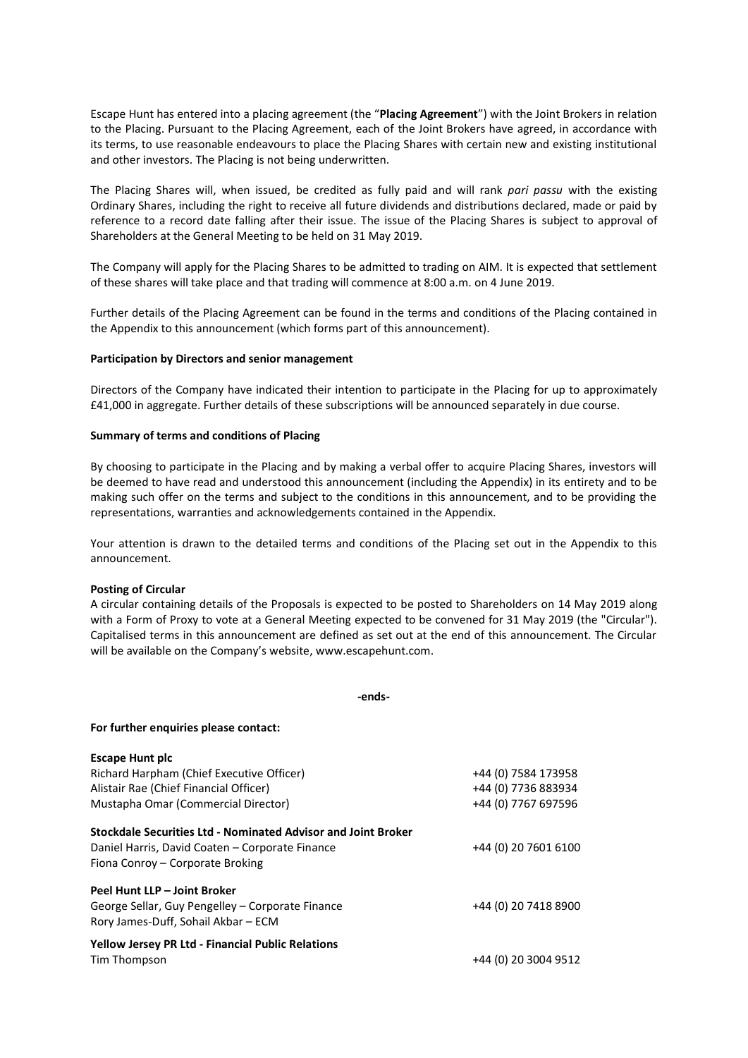Escape Hunt has entered into a placing agreement (the "**Placing Agreement**") with the Joint Brokers in relation to the Placing. Pursuant to the Placing Agreement, each of the Joint Brokers have agreed, in accordance with its terms, to use reasonable endeavours to place the Placing Shares with certain new and existing institutional and other investors. The Placing is not being underwritten.

The Placing Shares will, when issued, be credited as fully paid and will rank *pari passu* with the existing Ordinary Shares, including the right to receive all future dividends and distributions declared, made or paid by reference to a record date falling after their issue. The issue of the Placing Shares is subject to approval of Shareholders at the General Meeting to be held on 31 May 2019.

The Company will apply for the Placing Shares to be admitted to trading on AIM. It is expected that settlement of these shares will take place and that trading will commence at 8:00 a.m. on 4 June 2019.

Further details of the Placing Agreement can be found in the terms and conditions of the Placing contained in the Appendix to this announcement (which forms part of this announcement).

**Participation by Directors and senior management**

Directors of the Company have indicated their intention to participate in the Placing for up to approximately £41,000 in aggregate. Further details of these subscriptions will be announced separately in due course.

**Summary of terms and conditions of Placing**

By choosing to participate in the Placing and by making a verbal offer to acquire Placing Shares, investors will be deemed to have read and understood this announcement (including the Appendix) in its entirety and to be making such offer on the terms and subject to the conditions in this announcement, and to be providing the representations, warranties and acknowledgements contained in the Appendix.

Your attention is drawn to the detailed terms and conditions of the Placing set out in the Appendix to this announcement.

**Posting of Circular**

A circular containing details of the Proposals is expected to be posted to Shareholders on 14 May 2019 along with a Form of Proxy to vote at a General Meeting expected to be convened for 31 May 2019 (the "Circular"). Capitalised terms in this announcement are defined as set out at the end of this announcement. The Circular will be available on the Company's website, www.escapehunt.com.

**-ends-**

**For further enquiries please contact:**

| | |
|---|---|
| **Escape Hunt plc** | |
| Richard Harpham (Chief Executive Officer) | +44 (0) 7584 173958 |
| Alistair Rae (Chief Financial Officer) | +44 (0) 7736 883934 |
| Mustapha Omar (Commercial Director) | +44 (0) 7767 697596 |
| **Stockdale Securities Ltd - Nominated Advisor and Joint Broker** | |
| Daniel Harris, David Coaten – Corporate Finance | +44 (0) 20 7601 6100 |
| Fiona Conroy – Corporate Broking | |
| **Peel Hunt LLP – Joint Broker** | |
| George Sellar, Guy Pengelley – Corporate Finance | +44 (0) 20 7418 8900 |
| Rory James-Duff, Sohail Akbar – ECM | |
| **Yellow Jersey PR Ltd - Financial Public Relations** | |
| Tim Thompson | +44 (0) 20 3004 9512 |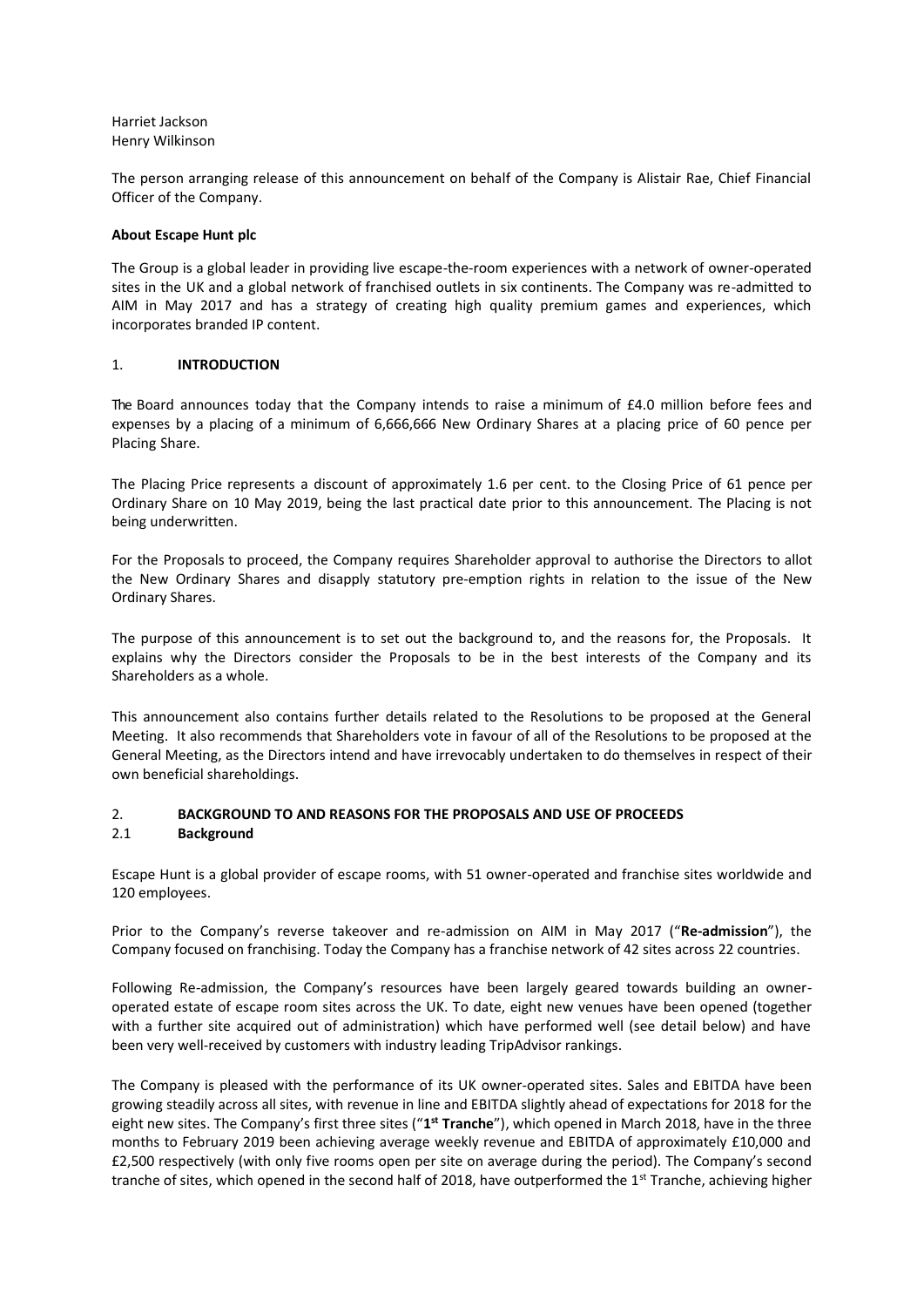Harriet Jackson
Henry Wilkinson

The person arranging release of this announcement on behalf of the Company is Alistair Rae, Chief Financial Officer of the Company.

**About Escape Hunt plc**

The Group is a global leader in providing live escape-the-room experiences with a network of owner-operated sites in the UK and a global network of franchised outlets in six continents. The Company was re-admitted to AIM in May 2017 and has a strategy of creating high quality premium games and experiences, which incorporates branded IP content.

## 1. INTRODUCTION

The Board announces today that the Company intends to raise a minimum of £4.0 million before fees and expenses by a placing of a minimum of 6,666,666 New Ordinary Shares at a placing price of 60 pence per Placing Share.

The Placing Price represents a discount of approximately 1.6 per cent. to the Closing Price of 61 pence per Ordinary Share on 10 May 2019, being the last practical date prior to this announcement. The Placing is not being underwritten.

For the Proposals to proceed, the Company requires Shareholder approval to authorise the Directors to allot the New Ordinary Shares and disapply statutory pre-emption rights in relation to the issue of the New Ordinary Shares.

The purpose of this announcement is to set out the background to, and the reasons for, the Proposals. It explains why the Directors consider the Proposals to be in the best interests of the Company and its Shareholders as a whole.

This announcement also contains further details related to the Resolutions to be proposed at the General Meeting. It also recommends that Shareholders vote in favour of all of the Resolutions to be proposed at the General Meeting, as the Directors intend and have irrevocably undertaken to do themselves in respect of their own beneficial shareholdings.

## 2. BACKGROUND TO AND REASONS FOR THE PROPOSALS AND USE OF PROCEEDS

### 2.1 Background

Escape Hunt is a global provider of escape rooms, with 51 owner-operated and franchise sites worldwide and 120 employees.

Prior to the Company's reverse takeover and re-admission on AIM in May 2017 ("**Re-admission**"), the Company focused on franchising. Today the Company has a franchise network of 42 sites across 22 countries.

Following Re-admission, the Company's resources have been largely geared towards building an owner-operated estate of escape room sites across the UK. To date, eight new venues have been opened (together with a further site acquired out of administration) which have performed well (see detail below) and have been very well-received by customers with industry leading TripAdvisor rankings.

The Company is pleased with the performance of its UK owner-operated sites. Sales and EBITDA have been growing steadily across all sites, with revenue in line and EBITDA slightly ahead of expectations for 2018 for the eight new sites. The Company's first three sites ("**1st Tranche**"), which opened in March 2018, have in the three months to February 2019 been achieving average weekly revenue and EBITDA of approximately £10,000 and £2,500 respectively (with only five rooms open per site on average during the period). The Company's second tranche of sites, which opened in the second half of 2018, have outperformed the 1st Tranche, achieving higher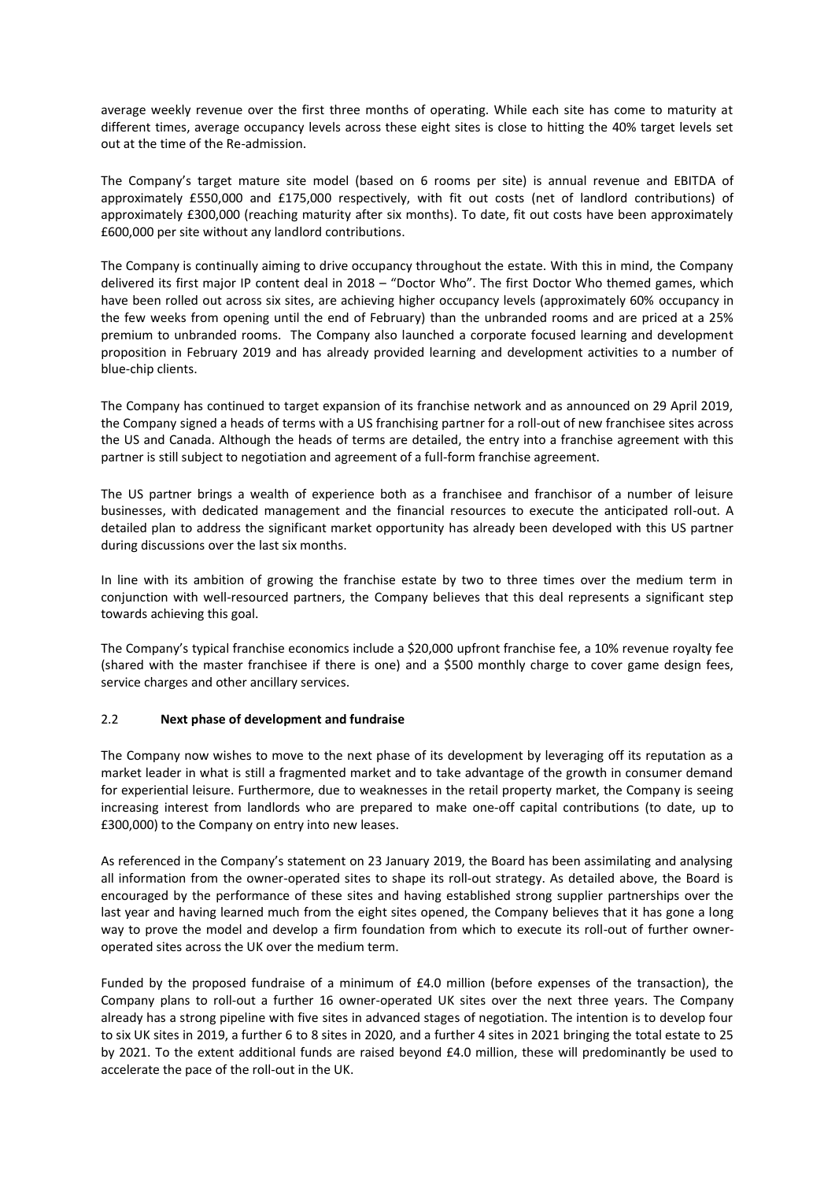average weekly revenue over the first three months of operating. While each site has come to maturity at different times, average occupancy levels across these eight sites is close to hitting the 40% target levels set out at the time of the Re-admission.

The Company's target mature site model (based on 6 rooms per site) is annual revenue and EBITDA of approximately £550,000 and £175,000 respectively, with fit out costs (net of landlord contributions) of approximately £300,000 (reaching maturity after six months). To date, fit out costs have been approximately £600,000 per site without any landlord contributions.

The Company is continually aiming to drive occupancy throughout the estate. With this in mind, the Company delivered its first major IP content deal in 2018 – "Doctor Who". The first Doctor Who themed games, which have been rolled out across six sites, are achieving higher occupancy levels (approximately 60% occupancy in the few weeks from opening until the end of February) than the unbranded rooms and are priced at a 25% premium to unbranded rooms. The Company also launched a corporate focused learning and development proposition in February 2019 and has already provided learning and development activities to a number of blue-chip clients.

The Company has continued to target expansion of its franchise network and as announced on 29 April 2019, the Company signed a heads of terms with a US franchising partner for a roll-out of new franchisee sites across the US and Canada. Although the heads of terms are detailed, the entry into a franchise agreement with this partner is still subject to negotiation and agreement of a full-form franchise agreement.

The US partner brings a wealth of experience both as a franchisee and franchisor of a number of leisure businesses, with dedicated management and the financial resources to execute the anticipated roll-out. A detailed plan to address the significant market opportunity has already been developed with this US partner during discussions over the last six months.

In line with its ambition of growing the franchise estate by two to three times over the medium term in conjunction with well-resourced partners, the Company believes that this deal represents a significant step towards achieving this goal.

The Company's typical franchise economics include a $20,000 upfront franchise fee, a 10% revenue royalty fee (shared with the master franchisee if there is one) and a $500 monthly charge to cover game design fees, service charges and other ancillary services.

## 2.2 Next phase of development and fundraise

The Company now wishes to move to the next phase of its development by leveraging off its reputation as a market leader in what is still a fragmented market and to take advantage of the growth in consumer demand for experiential leisure. Furthermore, due to weaknesses in the retail property market, the Company is seeing increasing interest from landlords who are prepared to make one-off capital contributions (to date, up to £300,000) to the Company on entry into new leases.

As referenced in the Company's statement on 23 January 2019, the Board has been assimilating and analysing all information from the owner-operated sites to shape its roll-out strategy. As detailed above, the Board is encouraged by the performance of these sites and having established strong supplier partnerships over the last year and having learned much from the eight sites opened, the Company believes that it has gone a long way to prove the model and develop a firm foundation from which to execute its roll-out of further owner-operated sites across the UK over the medium term.

Funded by the proposed fundraise of a minimum of £4.0 million (before expenses of the transaction), the Company plans to roll-out a further 16 owner-operated UK sites over the next three years. The Company already has a strong pipeline with five sites in advanced stages of negotiation. The intention is to develop four to six UK sites in 2019, a further 6 to 8 sites in 2020, and a further 4 sites in 2021 bringing the total estate to 25 by 2021. To the extent additional funds are raised beyond £4.0 million, these will predominantly be used to accelerate the pace of the roll-out in the UK.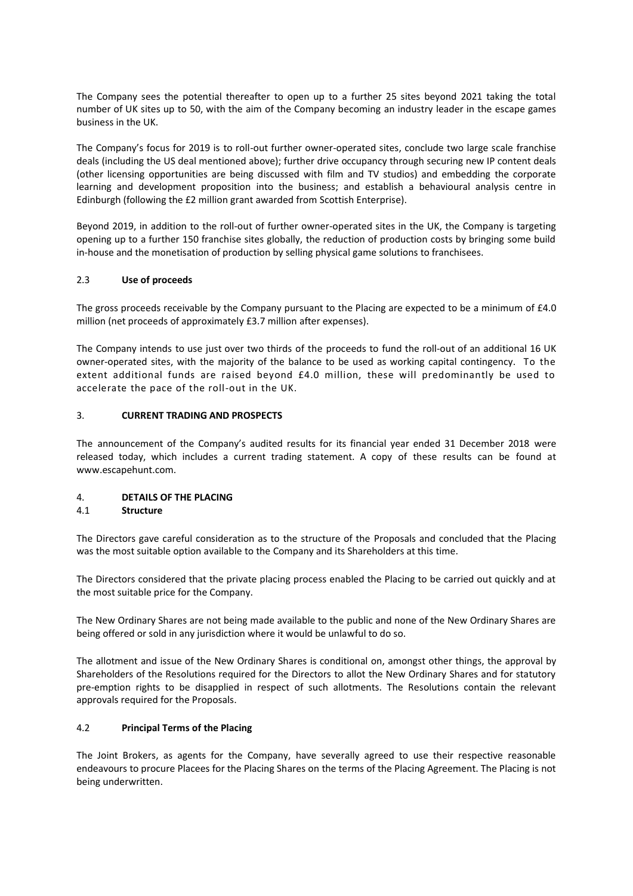The Company sees the potential thereafter to open up to a further 25 sites beyond 2021 taking the total number of UK sites up to 50, with the aim of the Company becoming an industry leader in the escape games business in the UK.

The Company's focus for 2019 is to roll-out further owner-operated sites, conclude two large scale franchise deals (including the US deal mentioned above); further drive occupancy through securing new IP content deals (other licensing opportunities are being discussed with film and TV studios) and embedding the corporate learning and development proposition into the business; and establish a behavioural analysis centre in Edinburgh (following the £2 million grant awarded from Scottish Enterprise).

Beyond 2019, in addition to the roll-out of further owner-operated sites in the UK, the Company is targeting opening up to a further 150 franchise sites globally, the reduction of production costs by bringing some build in-house and the monetisation of production by selling physical game solutions to franchisees.

### 2.3 Use of proceeds

The gross proceeds receivable by the Company pursuant to the Placing are expected to be a minimum of £4.0 million (net proceeds of approximately £3.7 million after expenses).

The Company intends to use just over two thirds of the proceeds to fund the roll-out of an additional 16 UK owner-operated sites, with the majority of the balance to be used as working capital contingency. To the extent additional funds are raised beyond £4.0 million, these will predominantly be used to accelerate the pace of the roll-out in the UK.

## 3. CURRENT TRADING AND PROSPECTS

The announcement of the Company's audited results for its financial year ended 31 December 2018 were released today, which includes a current trading statement. A copy of these results can be found at www.escapehunt.com.

## 4. DETAILS OF THE PLACING

### 4.1 Structure

The Directors gave careful consideration as to the structure of the Proposals and concluded that the Placing was the most suitable option available to the Company and its Shareholders at this time.

The Directors considered that the private placing process enabled the Placing to be carried out quickly and at the most suitable price for the Company.

The New Ordinary Shares are not being made available to the public and none of the New Ordinary Shares are being offered or sold in any jurisdiction where it would be unlawful to do so.

The allotment and issue of the New Ordinary Shares is conditional on, amongst other things, the approval by Shareholders of the Resolutions required for the Directors to allot the New Ordinary Shares and for statutory pre-emption rights to be disapplied in respect of such allotments. The Resolutions contain the relevant approvals required for the Proposals.

### 4.2 Principal Terms of the Placing

The Joint Brokers, as agents for the Company, have severally agreed to use their respective reasonable endeavours to procure Placees for the Placing Shares on the terms of the Placing Agreement. The Placing is not being underwritten.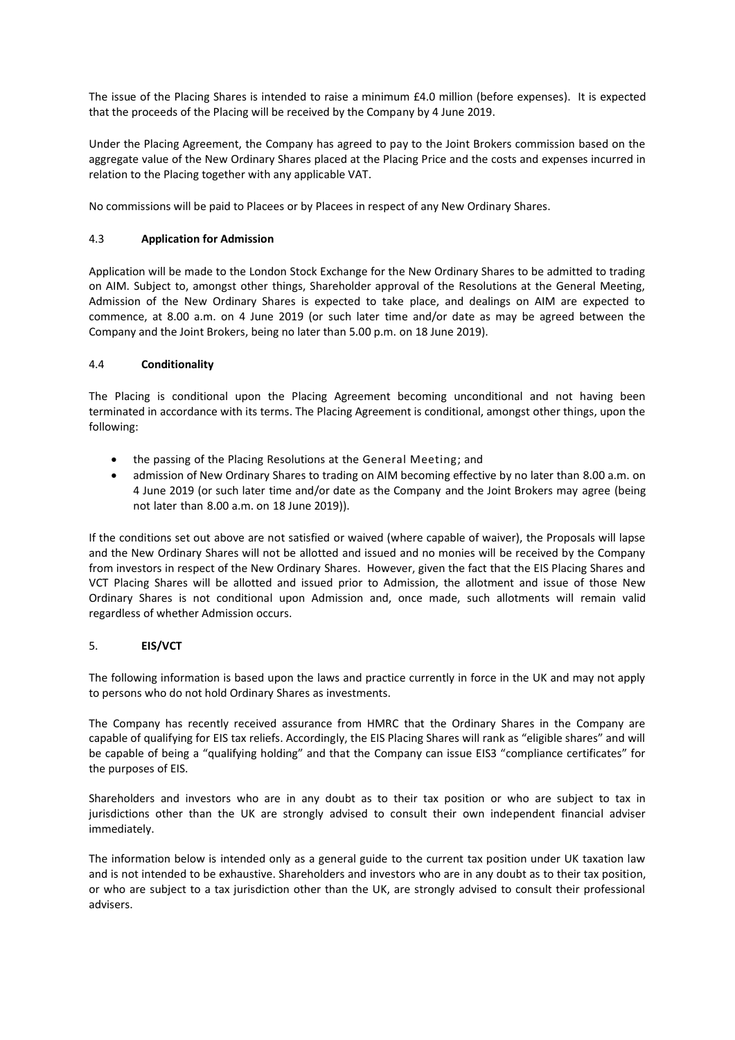The issue of the Placing Shares is intended to raise a minimum £4.0 million (before expenses). It is expected that the proceeds of the Placing will be received by the Company by 4 June 2019.

Under the Placing Agreement, the Company has agreed to pay to the Joint Brokers commission based on the aggregate value of the New Ordinary Shares placed at the Placing Price and the costs and expenses incurred in relation to the Placing together with any applicable VAT.

No commissions will be paid to Placees or by Placees in respect of any New Ordinary Shares.

### 4.3 **Application for Admission**

Application will be made to the London Stock Exchange for the New Ordinary Shares to be admitted to trading on AIM. Subject to, amongst other things, Shareholder approval of the Resolutions at the General Meeting, Admission of the New Ordinary Shares is expected to take place, and dealings on AIM are expected to commence, at 8.00 a.m. on 4 June 2019 (or such later time and/or date as may be agreed between the Company and the Joint Brokers, being no later than 5.00 p.m. on 18 June 2019).

### 4.4 **Conditionality**

The Placing is conditional upon the Placing Agreement becoming unconditional and not having been terminated in accordance with its terms. The Placing Agreement is conditional, amongst other things, upon the following:

- the passing of the Placing Resolutions at the General Meeting; and
- admission of New Ordinary Shares to trading on AIM becoming effective by no later than 8.00 a.m. on 4 June 2019 (or such later time and/or date as the Company and the Joint Brokers may agree (being not later than 8.00 a.m. on 18 June 2019)).

If the conditions set out above are not satisfied or waived (where capable of waiver), the Proposals will lapse and the New Ordinary Shares will not be allotted and issued and no monies will be received by the Company from investors in respect of the New Ordinary Shares. However, given the fact that the EIS Placing Shares and VCT Placing Shares will be allotted and issued prior to Admission, the allotment and issue of those New Ordinary Shares is not conditional upon Admission and, once made, such allotments will remain valid regardless of whether Admission occurs.

## 5. **EIS/VCT**

The following information is based upon the laws and practice currently in force in the UK and may not apply to persons who do not hold Ordinary Shares as investments.

The Company has recently received assurance from HMRC that the Ordinary Shares in the Company are capable of qualifying for EIS tax reliefs. Accordingly, the EIS Placing Shares will rank as "eligible shares" and will be capable of being a "qualifying holding" and that the Company can issue EIS3 "compliance certificates" for the purposes of EIS.

Shareholders and investors who are in any doubt as to their tax position or who are subject to tax in jurisdictions other than the UK are strongly advised to consult their own independent financial adviser immediately.

The information below is intended only as a general guide to the current tax position under UK taxation law and is not intended to be exhaustive. Shareholders and investors who are in any doubt as to their tax position, or who are subject to a tax jurisdiction other than the UK, are strongly advised to consult their professional advisers.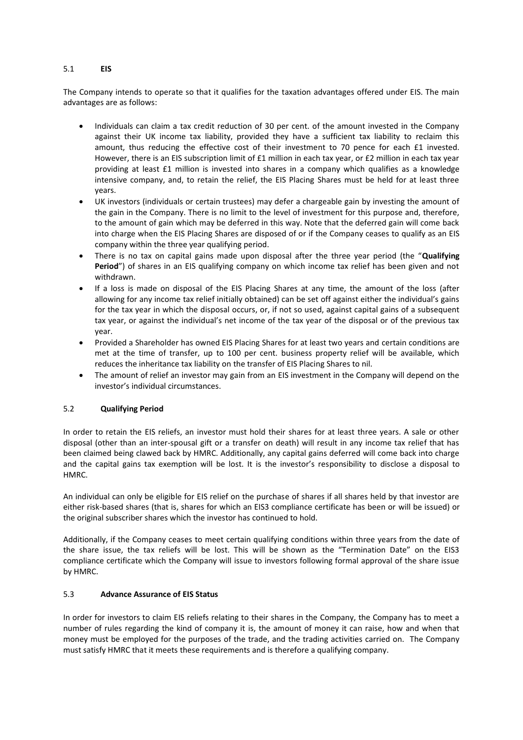### 5.1 **EIS**

The Company intends to operate so that it qualifies for the taxation advantages offered under EIS. The main advantages are as follows:

- Individuals can claim a tax credit reduction of 30 per cent. of the amount invested in the Company against their UK income tax liability, provided they have a sufficient tax liability to reclaim this amount, thus reducing the effective cost of their investment to 70 pence for each £1 invested. However, there is an EIS subscription limit of £1 million in each tax year, or £2 million in each tax year providing at least £1 million is invested into shares in a company which qualifies as a knowledge intensive company, and, to retain the relief, the EIS Placing Shares must be held for at least three years.
- UK investors (individuals or certain trustees) may defer a chargeable gain by investing the amount of the gain in the Company. There is no limit to the level of investment for this purpose and, therefore, to the amount of gain which may be deferred in this way. Note that the deferred gain will come back into charge when the EIS Placing Shares are disposed of or if the Company ceases to qualify as an EIS company within the three year qualifying period.
- There is no tax on capital gains made upon disposal after the three year period (the "**Qualifying Period**") of shares in an EIS qualifying company on which income tax relief has been given and not withdrawn.
- If a loss is made on disposal of the EIS Placing Shares at any time, the amount of the loss (after allowing for any income tax relief initially obtained) can be set off against either the individual's gains for the tax year in which the disposal occurs, or, if not so used, against capital gains of a subsequent tax year, or against the individual's net income of the tax year of the disposal or of the previous tax year.
- Provided a Shareholder has owned EIS Placing Shares for at least two years and certain conditions are met at the time of transfer, up to 100 per cent. business property relief will be available, which reduces the inheritance tax liability on the transfer of EIS Placing Shares to nil.
- The amount of relief an investor may gain from an EIS investment in the Company will depend on the investor's individual circumstances.

### 5.2 **Qualifying Period**

In order to retain the EIS reliefs, an investor must hold their shares for at least three years. A sale or other disposal (other than an inter-spousal gift or a transfer on death) will result in any income tax relief that has been claimed being clawed back by HMRC. Additionally, any capital gains deferred will come back into charge and the capital gains tax exemption will be lost. It is the investor's responsibility to disclose a disposal to HMRC.

An individual can only be eligible for EIS relief on the purchase of shares if all shares held by that investor are either risk-based shares (that is, shares for which an EIS3 compliance certificate has been or will be issued) or the original subscriber shares which the investor has continued to hold.

Additionally, if the Company ceases to meet certain qualifying conditions within three years from the date of the share issue, the tax reliefs will be lost. This will be shown as the "Termination Date" on the EIS3 compliance certificate which the Company will issue to investors following formal approval of the share issue by HMRC.

### 5.3 **Advance Assurance of EIS Status**

In order for investors to claim EIS reliefs relating to their shares in the Company, the Company has to meet a number of rules regarding the kind of company it is, the amount of money it can raise, how and when that money must be employed for the purposes of the trade, and the trading activities carried on. The Company must satisfy HMRC that it meets these requirements and is therefore a qualifying company.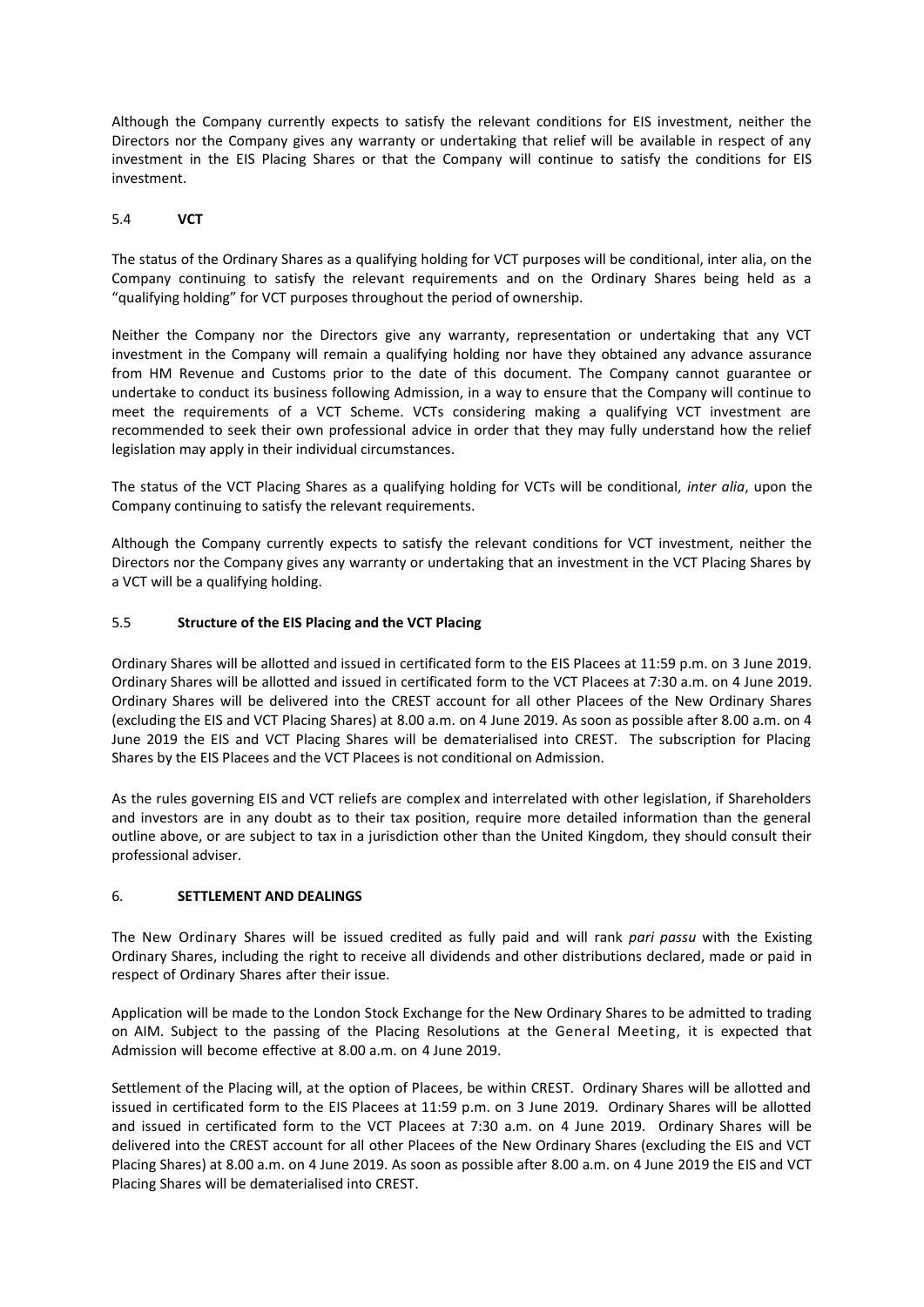Although the Company currently expects to satisfy the relevant conditions for EIS investment, neither the Directors nor the Company gives any warranty or undertaking that relief will be available in respect of any investment in the EIS Placing Shares or that the Company will continue to satisfy the conditions for EIS investment.

### 5.4 **VCT**

The status of the Ordinary Shares as a qualifying holding for VCT purposes will be conditional, inter alia, on the Company continuing to satisfy the relevant requirements and on the Ordinary Shares being held as a "qualifying holding" for VCT purposes throughout the period of ownership.

Neither the Company nor the Directors give any warranty, representation or undertaking that any VCT investment in the Company will remain a qualifying holding nor have they obtained any advance assurance from HM Revenue and Customs prior to the date of this document. The Company cannot guarantee or undertake to conduct its business following Admission, in a way to ensure that the Company will continue to meet the requirements of a VCT Scheme. VCTs considering making a qualifying VCT investment are recommended to seek their own professional advice in order that they may fully understand how the relief legislation may apply in their individual circumstances.

The status of the VCT Placing Shares as a qualifying holding for VCTs will be conditional, *inter alia*, upon the Company continuing to satisfy the relevant requirements.

Although the Company currently expects to satisfy the relevant conditions for VCT investment, neither the Directors nor the Company gives any warranty or undertaking that an investment in the VCT Placing Shares by a VCT will be a qualifying holding.

### 5.5 **Structure of the EIS Placing and the VCT Placing**

Ordinary Shares will be allotted and issued in certificated form to the EIS Placees at 11:59 p.m. on 3 June 2019. Ordinary Shares will be allotted and issued in certificated form to the VCT Placees at 7:30 a.m. on 4 June 2019. Ordinary Shares will be delivered into the CREST account for all other Placees of the New Ordinary Shares (excluding the EIS and VCT Placing Shares) at 8.00 a.m. on 4 June 2019. As soon as possible after 8.00 a.m. on 4 June 2019 the EIS and VCT Placing Shares will be dematerialised into CREST. The subscription for Placing Shares by the EIS Placees and the VCT Placees is not conditional on Admission.

As the rules governing EIS and VCT reliefs are complex and interrelated with other legislation, if Shareholders and investors are in any doubt as to their tax position, require more detailed information than the general outline above, or are subject to tax in a jurisdiction other than the United Kingdom, they should consult their professional adviser.

## 6. **SETTLEMENT AND DEALINGS**

The New Ordinary Shares will be issued credited as fully paid and will rank *pari passu* with the Existing Ordinary Shares, including the right to receive all dividends and other distributions declared, made or paid in respect of Ordinary Shares after their issue.

Application will be made to the London Stock Exchange for the New Ordinary Shares to be admitted to trading on AIM. Subject to the passing of the Placing Resolutions at the General Meeting, it is expected that Admission will become effective at 8.00 a.m. on 4 June 2019.

Settlement of the Placing will, at the option of Placees, be within CREST. Ordinary Shares will be allotted and issued in certificated form to the EIS Placees at 11:59 p.m. on 3 June 2019. Ordinary Shares will be allotted and issued in certificated form to the VCT Placees at 7:30 a.m. on 4 June 2019. Ordinary Shares will be delivered into the CREST account for all other Placees of the New Ordinary Shares (excluding the EIS and VCT Placing Shares) at 8.00 a.m. on 4 June 2019. As soon as possible after 8.00 a.m. on 4 June 2019 the EIS and VCT Placing Shares will be dematerialised into CREST.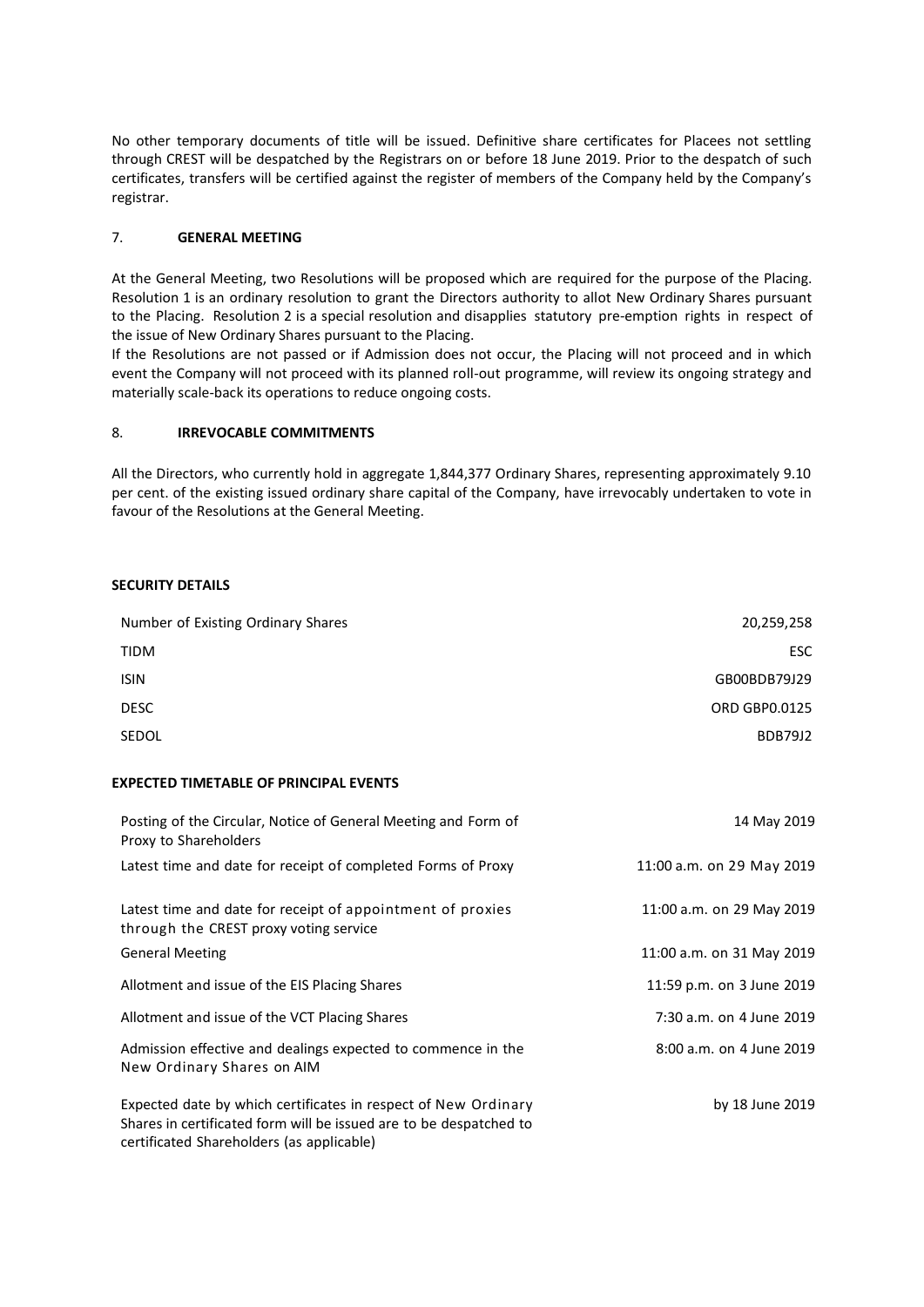No other temporary documents of title will be issued. Definitive share certificates for Placees not settling through CREST will be despatched by the Registrars on or before 18 June 2019. Prior to the despatch of such certificates, transfers will be certified against the register of members of the Company held by the Company's registrar.

## 7. GENERAL MEETING

At the General Meeting, two Resolutions will be proposed which are required for the purpose of the Placing. Resolution 1 is an ordinary resolution to grant the Directors authority to allot New Ordinary Shares pursuant to the Placing. Resolution 2 is a special resolution and disapplies statutory pre-emption rights in respect of the issue of New Ordinary Shares pursuant to the Placing.

If the Resolutions are not passed or if Admission does not occur, the Placing will not proceed and in which event the Company will not proceed with its planned roll-out programme, will review its ongoing strategy and materially scale-back its operations to reduce ongoing costs.

## 8. IRREVOCABLE COMMITMENTS

All the Directors, who currently hold in aggregate 1,844,377 Ordinary Shares, representing approximately 9.10 per cent. of the existing issued ordinary share capital of the Company, have irrevocably undertaken to vote in favour of the Resolutions at the General Meeting.

**SECURITY DETAILS**

| | |
|---|---|
| Number of Existing Ordinary Shares | 20,259,258 |
| TIDM | ESC |
| ISIN | GB00BDB79J29 |
| DESC | ORD GBP0.0125 |
| SEDOL | BDB79J2 |

**EXPECTED TIMETABLE OF PRINCIPAL EVENTS**

| | |
|---|---|
| Posting of the Circular, Notice of General Meeting and Form of Proxy to Shareholders | 14 May 2019 |
| Latest time and date for receipt of completed Forms of Proxy | 11:00 a.m. on 29 May 2019 |
| Latest time and date for receipt of appointment of proxies through the CREST proxy voting service | 11:00 a.m. on 29 May 2019 |
| General Meeting | 11:00 a.m. on 31 May 2019 |
| Allotment and issue of the EIS Placing Shares | 11:59 p.m. on 3 June 2019 |
| Allotment and issue of the VCT Placing Shares | 7:30 a.m. on 4 June 2019 |
| Admission effective and dealings expected to commence in the New Ordinary Shares on AIM | 8:00 a.m. on 4 June 2019 |
| Expected date by which certificates in respect of New Ordinary Shares in certificated form will be issued are to be despatched to certificated Shareholders (as applicable) | by 18 June 2019 |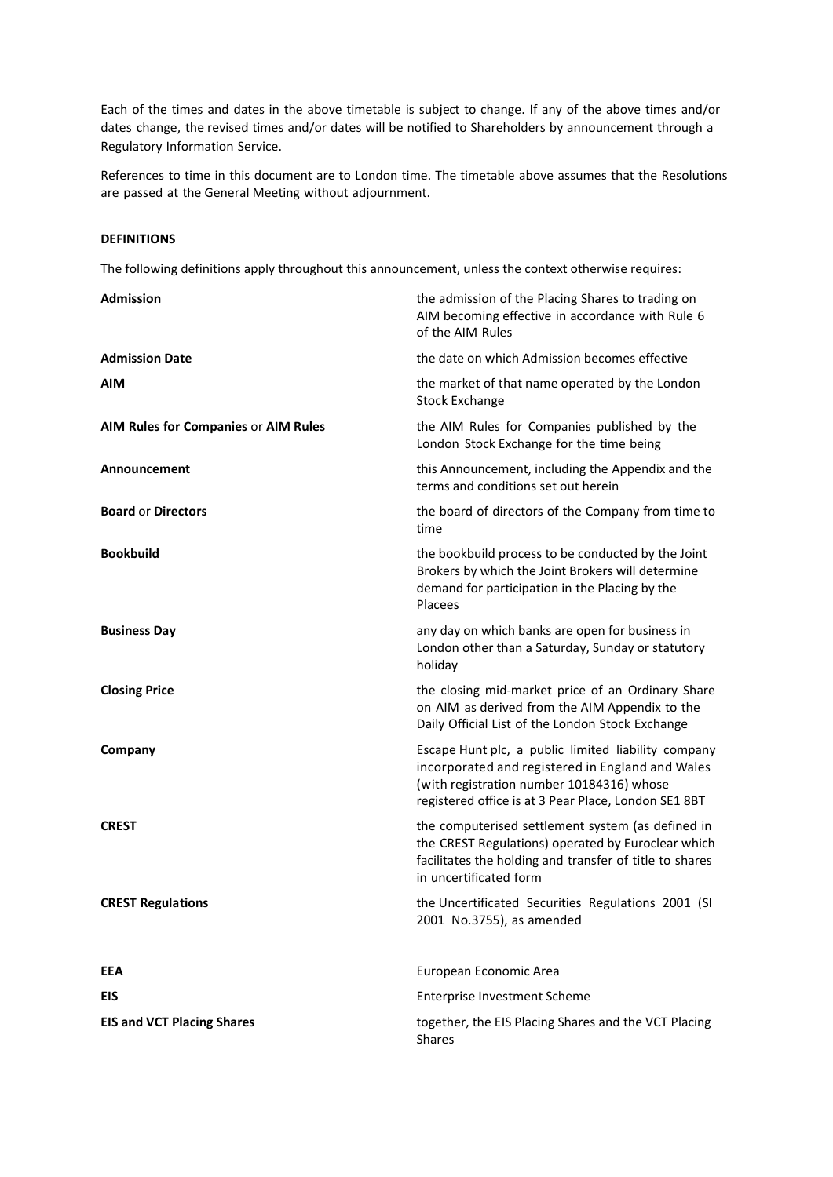Each of the times and dates in the above timetable is subject to change. If any of the above times and/or dates change, the revised times and/or dates will be notified to Shareholders by announcement through a Regulatory Information Service.

References to time in this document are to London time. The timetable above assumes that the Resolutions are passed at the General Meeting without adjournment.

**DEFINITIONS**

The following definitions apply throughout this announcement, unless the context otherwise requires:

| | |
|---|---|
| **Admission** | the admission of the Placing Shares to trading on AIM becoming effective in accordance with Rule 6 of the AIM Rules |
| **Admission Date** | the date on which Admission becomes effective |
| **AIM** | the market of that name operated by the London Stock Exchange |
| **AIM Rules for Companies** or **AIM Rules** | the AIM Rules for Companies published by the London Stock Exchange for the time being |
| **Announcement** | this Announcement, including the Appendix and the terms and conditions set out herein |
| **Board** or **Directors** | the board of directors of the Company from time to time |
| **Bookbuild** | the bookbuild process to be conducted by the Joint Brokers by which the Joint Brokers will determine demand for participation in the Placing by the Placees |
| **Business Day** | any day on which banks are open for business in London other than a Saturday, Sunday or statutory holiday |
| **Closing Price** | the closing mid-market price of an Ordinary Share on AIM as derived from the AIM Appendix to the Daily Official List of the London Stock Exchange |
| **Company** | Escape Hunt plc, a public limited liability company incorporated and registered in England and Wales (with registration number 10184316) whose registered office is at 3 Pear Place, London SE1 8BT |
| **CREST** | the computerised settlement system (as defined in the CREST Regulations) operated by Euroclear which facilitates the holding and transfer of title to shares in uncertificated form |
| **CREST Regulations** | the Uncertificated Securities Regulations 2001 (SI 2001 No.3755), as amended |
| **EEA** | European Economic Area |
| **EIS** | Enterprise Investment Scheme |
| **EIS and VCT Placing Shares** | together, the EIS Placing Shares and the VCT Placing Shares |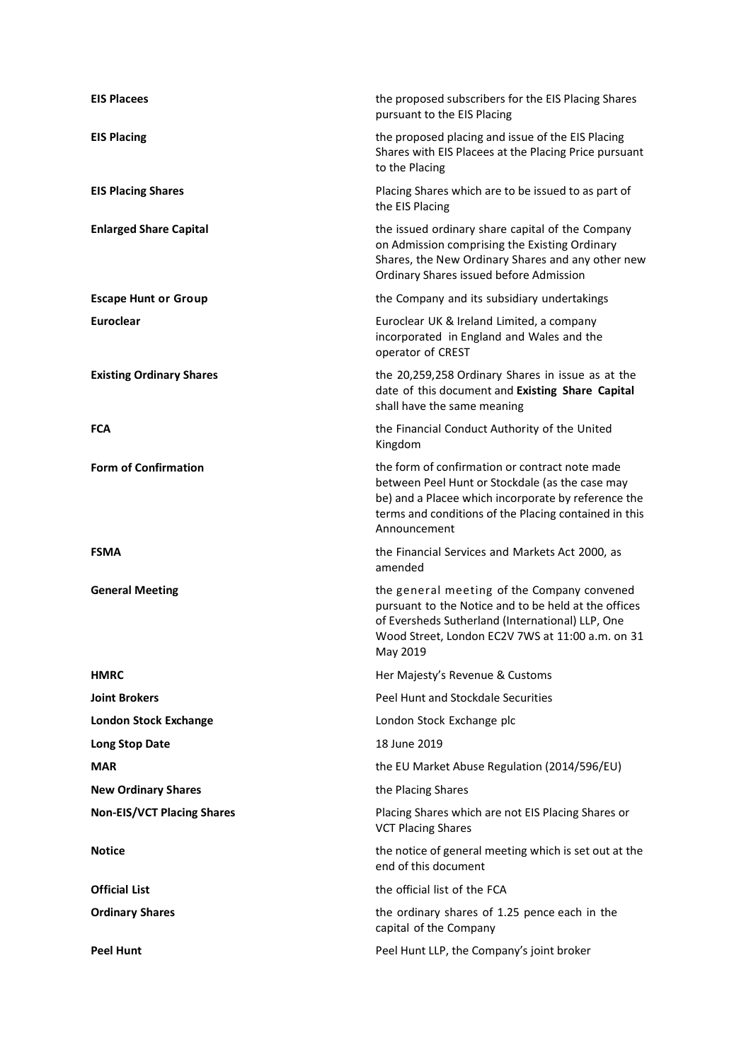| | |
|---|---|
| **EIS Placees** | the proposed subscribers for the EIS Placing Shares pursuant to the EIS Placing |
| **EIS Placing** | the proposed placing and issue of the EIS Placing Shares with EIS Placees at the Placing Price pursuant to the Placing |
| **EIS Placing Shares** | Placing Shares which are to be issued to as part of the EIS Placing |
| **Enlarged Share Capital** | the issued ordinary share capital of the Company on Admission comprising the Existing Ordinary Shares, the New Ordinary Shares and any other new Ordinary Shares issued before Admission |
| **Escape Hunt or Group** | the Company and its subsidiary undertakings |
| **Euroclear** | Euroclear UK & Ireland Limited, a company incorporated in England and Wales and the operator of CREST |
| **Existing Ordinary Shares** | the 20,259,258 Ordinary Shares in issue as at the date of this document and **Existing Share Capital** shall have the same meaning |
| **FCA** | the Financial Conduct Authority of the United Kingdom |
| **Form of Confirmation** | the form of confirmation or contract note made between Peel Hunt or Stockdale (as the case may be) and a Placee which incorporate by reference the terms and conditions of the Placing contained in this Announcement |
| **FSMA** | the Financial Services and Markets Act 2000, as amended |
| **General Meeting** | the general meeting of the Company convened pursuant to the Notice and to be held at the offices of Eversheds Sutherland (International) LLP, One Wood Street, London EC2V 7WS at 11:00 a.m. on 31 May 2019 |
| **HMRC** | Her Majesty's Revenue & Customs |
| **Joint Brokers** | Peel Hunt and Stockdale Securities |
| **London Stock Exchange** | London Stock Exchange plc |
| **Long Stop Date** | 18 June 2019 |
| **MAR** | the EU Market Abuse Regulation (2014/596/EU) |
| **New Ordinary Shares** | the Placing Shares |
| **Non-EIS/VCT Placing Shares** | Placing Shares which are not EIS Placing Shares or VCT Placing Shares |
| **Notice** | the notice of general meeting which is set out at the end of this document |
| **Official List** | the official list of the FCA |
| **Ordinary Shares** | the ordinary shares of 1.25 pence each in the capital of the Company |
| **Peel Hunt** | Peel Hunt LLP, the Company's joint broker |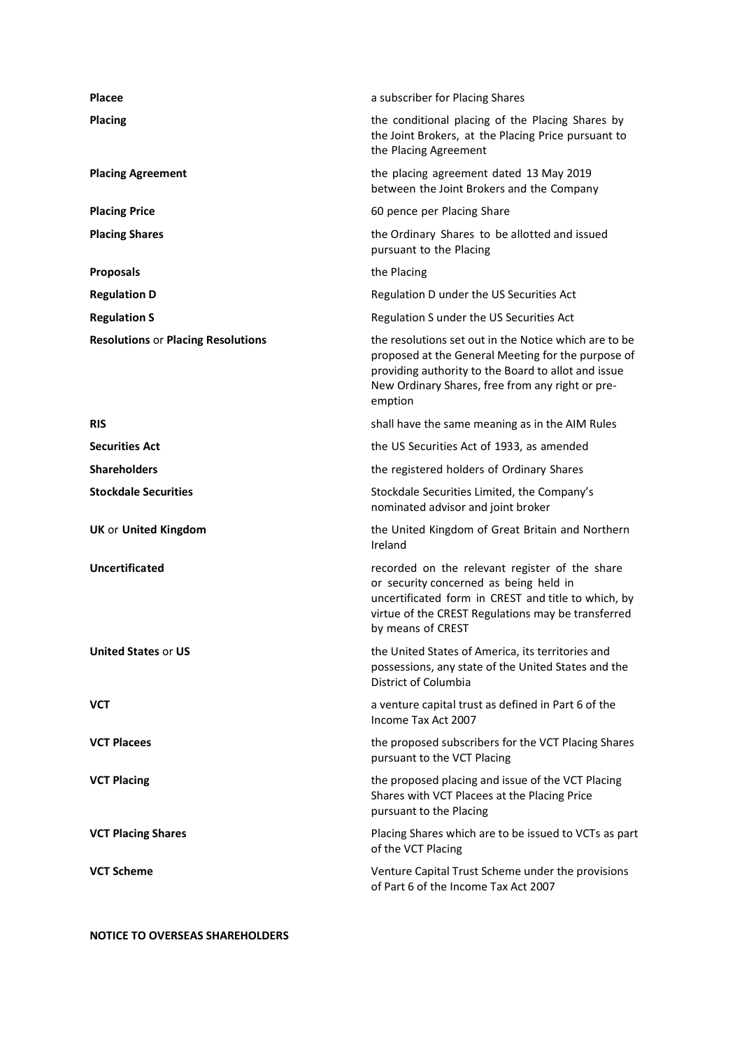| | |
|---|---|
| **Placee** | a subscriber for Placing Shares |
| **Placing** | the conditional placing of the Placing Shares by the Joint Brokers, at the Placing Price pursuant to the Placing Agreement |
| **Placing Agreement** | the placing agreement dated 13 May 2019 between the Joint Brokers and the Company |
| **Placing Price** | 60 pence per Placing Share |
| **Placing Shares** | the Ordinary Shares to be allotted and issued pursuant to the Placing |
| **Proposals** | the Placing |
| **Regulation D** | Regulation D under the US Securities Act |
| **Regulation S** | Regulation S under the US Securities Act |
| **Resolutions** or **Placing Resolutions** | the resolutions set out in the Notice which are to be proposed at the General Meeting for the purpose of providing authority to the Board to allot and issue New Ordinary Shares, free from any right or pre-emption |
| **RIS** | shall have the same meaning as in the AIM Rules |
| **Securities Act** | the US Securities Act of 1933, as amended |
| **Shareholders** | the registered holders of Ordinary Shares |
| **Stockdale Securities** | Stockdale Securities Limited, the Company's nominated advisor and joint broker |
| **UK** or **United Kingdom** | the United Kingdom of Great Britain and Northern Ireland |
| **Uncertificated** | recorded on the relevant register of the share or security concerned as being held in uncertificated form in CREST and title to which, by virtue of the CREST Regulations may be transferred by means of CREST |
| **United States** or **US** | the United States of America, its territories and possessions, any state of the United States and the District of Columbia |
| **VCT** | a venture capital trust as defined in Part 6 of the Income Tax Act 2007 |
| **VCT Placees** | the proposed subscribers for the VCT Placing Shares pursuant to the VCT Placing |
| **VCT Placing** | the proposed placing and issue of the VCT Placing Shares with VCT Placees at the Placing Price pursuant to the Placing |
| **VCT Placing Shares** | Placing Shares which are to be issued to VCTs as part of the VCT Placing |
| **VCT Scheme** | Venture Capital Trust Scheme under the provisions of Part 6 of the Income Tax Act 2007 |

**NOTICE TO OVERSEAS SHAREHOLDERS**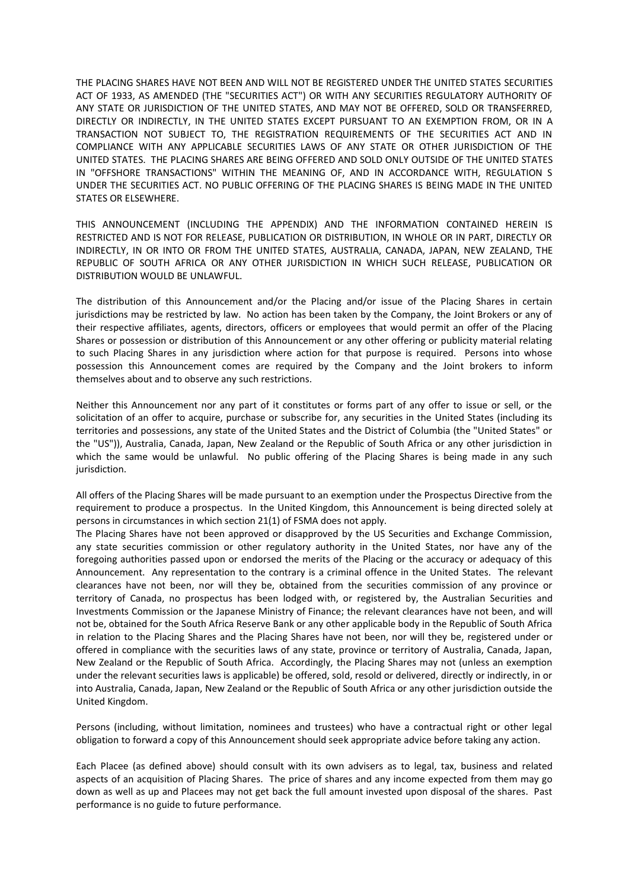THE PLACING SHARES HAVE NOT BEEN AND WILL NOT BE REGISTERED UNDER THE UNITED STATES SECURITIES ACT OF 1933, AS AMENDED (THE "SECURITIES ACT") OR WITH ANY SECURITIES REGULATORY AUTHORITY OF ANY STATE OR JURISDICTION OF THE UNITED STATES, AND MAY NOT BE OFFERED, SOLD OR TRANSFERRED, DIRECTLY OR INDIRECTLY, IN THE UNITED STATES EXCEPT PURSUANT TO AN EXEMPTION FROM, OR IN A TRANSACTION NOT SUBJECT TO, THE REGISTRATION REQUIREMENTS OF THE SECURITIES ACT AND IN COMPLIANCE WITH ANY APPLICABLE SECURITIES LAWS OF ANY STATE OR OTHER JURISDICTION OF THE UNITED STATES. THE PLACING SHARES ARE BEING OFFERED AND SOLD ONLY OUTSIDE OF THE UNITED STATES IN "OFFSHORE TRANSACTIONS" WITHIN THE MEANING OF, AND IN ACCORDANCE WITH, REGULATION S UNDER THE SECURITIES ACT. NO PUBLIC OFFERING OF THE PLACING SHARES IS BEING MADE IN THE UNITED STATES OR ELSEWHERE.

THIS ANNOUNCEMENT (INCLUDING THE APPENDIX) AND THE INFORMATION CONTAINED HEREIN IS RESTRICTED AND IS NOT FOR RELEASE, PUBLICATION OR DISTRIBUTION, IN WHOLE OR IN PART, DIRECTLY OR INDIRECTLY, IN OR INTO OR FROM THE UNITED STATES, AUSTRALIA, CANADA, JAPAN, NEW ZEALAND, THE REPUBLIC OF SOUTH AFRICA OR ANY OTHER JURISDICTION IN WHICH SUCH RELEASE, PUBLICATION OR DISTRIBUTION WOULD BE UNLAWFUL.

The distribution of this Announcement and/or the Placing and/or issue of the Placing Shares in certain jurisdictions may be restricted by law. No action has been taken by the Company, the Joint Brokers or any of their respective affiliates, agents, directors, officers or employees that would permit an offer of the Placing Shares or possession or distribution of this Announcement or any other offering or publicity material relating to such Placing Shares in any jurisdiction where action for that purpose is required. Persons into whose possession this Announcement comes are required by the Company and the Joint brokers to inform themselves about and to observe any such restrictions.

Neither this Announcement nor any part of it constitutes or forms part of any offer to issue or sell, or the solicitation of an offer to acquire, purchase or subscribe for, any securities in the United States (including its territories and possessions, any state of the United States and the District of Columbia (the "United States" or the "US")), Australia, Canada, Japan, New Zealand or the Republic of South Africa or any other jurisdiction in which the same would be unlawful. No public offering of the Placing Shares is being made in any such jurisdiction.

All offers of the Placing Shares will be made pursuant to an exemption under the Prospectus Directive from the requirement to produce a prospectus. In the United Kingdom, this Announcement is being directed solely at persons in circumstances in which section 21(1) of FSMA does not apply.

The Placing Shares have not been approved or disapproved by the US Securities and Exchange Commission, any state securities commission or other regulatory authority in the United States, nor have any of the foregoing authorities passed upon or endorsed the merits of the Placing or the accuracy or adequacy of this Announcement. Any representation to the contrary is a criminal offence in the United States. The relevant clearances have not been, nor will they be, obtained from the securities commission of any province or territory of Canada, no prospectus has been lodged with, or registered by, the Australian Securities and Investments Commission or the Japanese Ministry of Finance; the relevant clearances have not been, and will not be, obtained for the South Africa Reserve Bank or any other applicable body in the Republic of South Africa in relation to the Placing Shares and the Placing Shares have not been, nor will they be, registered under or offered in compliance with the securities laws of any state, province or territory of Australia, Canada, Japan, New Zealand or the Republic of South Africa. Accordingly, the Placing Shares may not (unless an exemption under the relevant securities laws is applicable) be offered, sold, resold or delivered, directly or indirectly, in or into Australia, Canada, Japan, New Zealand or the Republic of South Africa or any other jurisdiction outside the United Kingdom.

Persons (including, without limitation, nominees and trustees) who have a contractual right or other legal obligation to forward a copy of this Announcement should seek appropriate advice before taking any action.

Each Placee (as defined above) should consult with its own advisers as to legal, tax, business and related aspects of an acquisition of Placing Shares. The price of shares and any income expected from them may go down as well as up and Placees may not get back the full amount invested upon disposal of the shares. Past performance is no guide to future performance.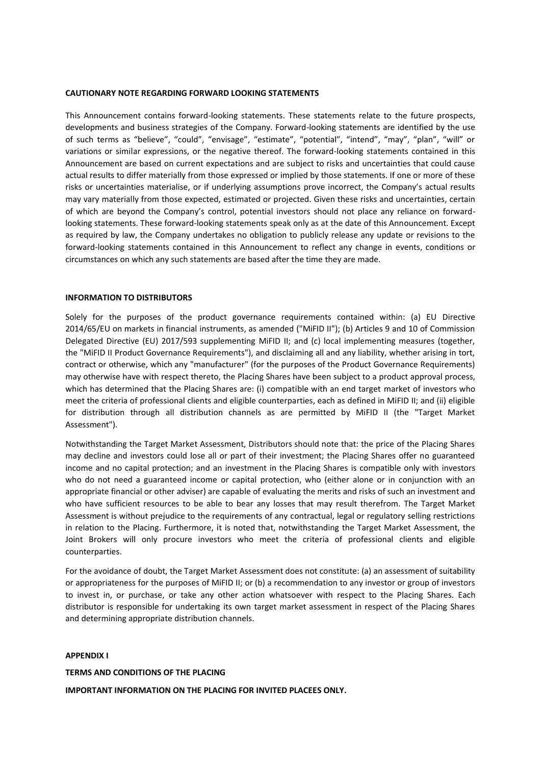**CAUTIONARY NOTE REGARDING FORWARD LOOKING STATEMENTS**

This Announcement contains forward-looking statements. These statements relate to the future prospects, developments and business strategies of the Company. Forward-looking statements are identified by the use of such terms as "believe", "could", "envisage", "estimate", "potential", "intend", "may", "plan", "will" or variations or similar expressions, or the negative thereof. The forward-looking statements contained in this Announcement are based on current expectations and are subject to risks and uncertainties that could cause actual results to differ materially from those expressed or implied by those statements. If one or more of these risks or uncertainties materialise, or if underlying assumptions prove incorrect, the Company's actual results may vary materially from those expected, estimated or projected. Given these risks and uncertainties, certain of which are beyond the Company's control, potential investors should not place any reliance on forward-looking statements. These forward-looking statements speak only as at the date of this Announcement. Except as required by law, the Company undertakes no obligation to publicly release any update or revisions to the forward-looking statements contained in this Announcement to reflect any change in events, conditions or circumstances on which any such statements are based after the time they are made.

**INFORMATION TO DISTRIBUTORS**

Solely for the purposes of the product governance requirements contained within: (a) EU Directive 2014/65/EU on markets in financial instruments, as amended ("MiFID II"); (b) Articles 9 and 10 of Commission Delegated Directive (EU) 2017/593 supplementing MiFID II; and (c) local implementing measures (together, the "MiFID II Product Governance Requirements"), and disclaiming all and any liability, whether arising in tort, contract or otherwise, which any "manufacturer" (for the purposes of the Product Governance Requirements) may otherwise have with respect thereto, the Placing Shares have been subject to a product approval process, which has determined that the Placing Shares are: (i) compatible with an end target market of investors who meet the criteria of professional clients and eligible counterparties, each as defined in MiFID II; and (ii) eligible for distribution through all distribution channels as are permitted by MiFID II (the "Target Market Assessment").

Notwithstanding the Target Market Assessment, Distributors should note that: the price of the Placing Shares may decline and investors could lose all or part of their investment; the Placing Shares offer no guaranteed income and no capital protection; and an investment in the Placing Shares is compatible only with investors who do not need a guaranteed income or capital protection, who (either alone or in conjunction with an appropriate financial or other adviser) are capable of evaluating the merits and risks of such an investment and who have sufficient resources to be able to bear any losses that may result therefrom. The Target Market Assessment is without prejudice to the requirements of any contractual, legal or regulatory selling restrictions in relation to the Placing. Furthermore, it is noted that, notwithstanding the Target Market Assessment, the Joint Brokers will only procure investors who meet the criteria of professional clients and eligible counterparties.

For the avoidance of doubt, the Target Market Assessment does not constitute: (a) an assessment of suitability or appropriateness for the purposes of MiFID II; or (b) a recommendation to any investor or group of investors to invest in, or purchase, or take any other action whatsoever with respect to the Placing Shares. Each distributor is responsible for undertaking its own target market assessment in respect of the Placing Shares and determining appropriate distribution channels.

**APPENDIX I**

**TERMS AND CONDITIONS OF THE PLACING**

**IMPORTANT INFORMATION ON THE PLACING FOR INVITED PLACEES ONLY.**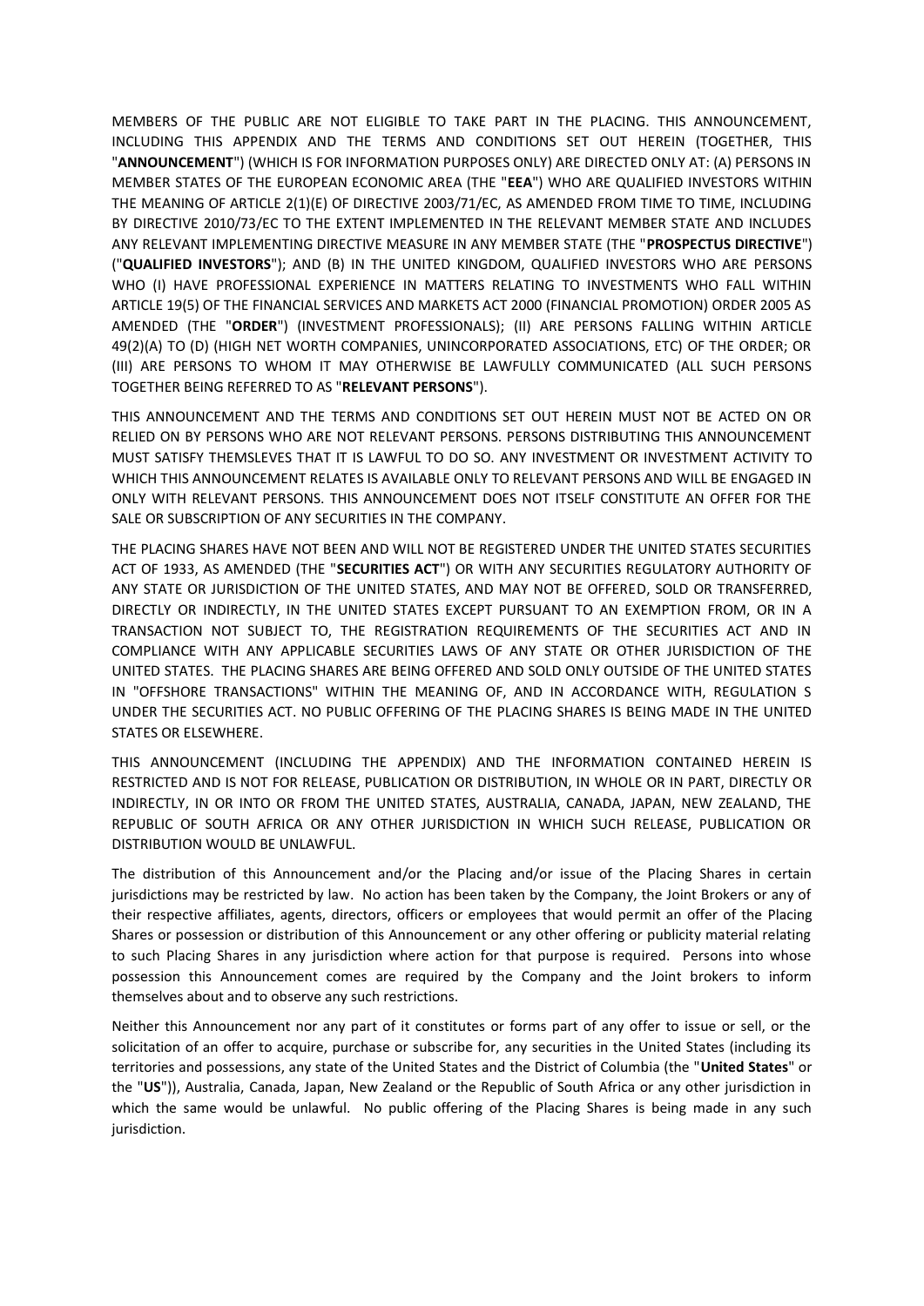MEMBERS OF THE PUBLIC ARE NOT ELIGIBLE TO TAKE PART IN THE PLACING. THIS ANNOUNCEMENT, INCLUDING THIS APPENDIX AND THE TERMS AND CONDITIONS SET OUT HEREIN (TOGETHER, THIS "**ANNOUNCEMENT**") (WHICH IS FOR INFORMATION PURPOSES ONLY) ARE DIRECTED ONLY AT: (A) PERSONS IN MEMBER STATES OF THE EUROPEAN ECONOMIC AREA (THE "**EEA**") WHO ARE QUALIFIED INVESTORS WITHIN THE MEANING OF ARTICLE 2(1)(E) OF DIRECTIVE 2003/71/EC, AS AMENDED FROM TIME TO TIME, INCLUDING BY DIRECTIVE 2010/73/EC TO THE EXTENT IMPLEMENTED IN THE RELEVANT MEMBER STATE AND INCLUDES ANY RELEVANT IMPLEMENTING DIRECTIVE MEASURE IN ANY MEMBER STATE (THE "**PROSPECTUS DIRECTIVE**") ("**QUALIFIED INVESTORS**"); AND (B) IN THE UNITED KINGDOM, QUALIFIED INVESTORS WHO ARE PERSONS WHO (I) HAVE PROFESSIONAL EXPERIENCE IN MATTERS RELATING TO INVESTMENTS WHO FALL WITHIN ARTICLE 19(5) OF THE FINANCIAL SERVICES AND MARKETS ACT 2000 (FINANCIAL PROMOTION) ORDER 2005 AS AMENDED (THE "**ORDER**") (INVESTMENT PROFESSIONALS); (II) ARE PERSONS FALLING WITHIN ARTICLE 49(2)(A) TO (D) (HIGH NET WORTH COMPANIES, UNINCORPORATED ASSOCIATIONS, ETC) OF THE ORDER; OR (III) ARE PERSONS TO WHOM IT MAY OTHERWISE BE LAWFULLY COMMUNICATED (ALL SUCH PERSONS TOGETHER BEING REFERRED TO AS "**RELEVANT PERSONS**").

THIS ANNOUNCEMENT AND THE TERMS AND CONDITIONS SET OUT HEREIN MUST NOT BE ACTED ON OR RELIED ON BY PERSONS WHO ARE NOT RELEVANT PERSONS. PERSONS DISTRIBUTING THIS ANNOUNCEMENT MUST SATISFY THEMSLEVES THAT IT IS LAWFUL TO DO SO. ANY INVESTMENT OR INVESTMENT ACTIVITY TO WHICH THIS ANNOUNCEMENT RELATES IS AVAILABLE ONLY TO RELEVANT PERSONS AND WILL BE ENGAGED IN ONLY WITH RELEVANT PERSONS. THIS ANNOUNCEMENT DOES NOT ITSELF CONSTITUTE AN OFFER FOR THE SALE OR SUBSCRIPTION OF ANY SECURITIES IN THE COMPANY.

THE PLACING SHARES HAVE NOT BEEN AND WILL NOT BE REGISTERED UNDER THE UNITED STATES SECURITIES ACT OF 1933, AS AMENDED (THE "**SECURITIES ACT**") OR WITH ANY SECURITIES REGULATORY AUTHORITY OF ANY STATE OR JURISDICTION OF THE UNITED STATES, AND MAY NOT BE OFFERED, SOLD OR TRANSFERRED, DIRECTLY OR INDIRECTLY, IN THE UNITED STATES EXCEPT PURSUANT TO AN EXEMPTION FROM, OR IN A TRANSACTION NOT SUBJECT TO, THE REGISTRATION REQUIREMENTS OF THE SECURITIES ACT AND IN COMPLIANCE WITH ANY APPLICABLE SECURITIES LAWS OF ANY STATE OR OTHER JURISDICTION OF THE UNITED STATES. THE PLACING SHARES ARE BEING OFFERED AND SOLD ONLY OUTSIDE OF THE UNITED STATES IN "OFFSHORE TRANSACTIONS" WITHIN THE MEANING OF, AND IN ACCORDANCE WITH, REGULATION S UNDER THE SECURITIES ACT. NO PUBLIC OFFERING OF THE PLACING SHARES IS BEING MADE IN THE UNITED STATES OR ELSEWHERE.

THIS ANNOUNCEMENT (INCLUDING THE APPENDIX) AND THE INFORMATION CONTAINED HEREIN IS RESTRICTED AND IS NOT FOR RELEASE, PUBLICATION OR DISTRIBUTION, IN WHOLE OR IN PART, DIRECTLY OR INDIRECTLY, IN OR INTO OR FROM THE UNITED STATES, AUSTRALIA, CANADA, JAPAN, NEW ZEALAND, THE REPUBLIC OF SOUTH AFRICA OR ANY OTHER JURISDICTION IN WHICH SUCH RELEASE, PUBLICATION OR DISTRIBUTION WOULD BE UNLAWFUL.

The distribution of this Announcement and/or the Placing and/or issue of the Placing Shares in certain jurisdictions may be restricted by law. No action has been taken by the Company, the Joint Brokers or any of their respective affiliates, agents, directors, officers or employees that would permit an offer of the Placing Shares or possession or distribution of this Announcement or any other offering or publicity material relating to such Placing Shares in any jurisdiction where action for that purpose is required. Persons into whose possession this Announcement comes are required by the Company and the Joint brokers to inform themselves about and to observe any such restrictions.

Neither this Announcement nor any part of it constitutes or forms part of any offer to issue or sell, or the solicitation of an offer to acquire, purchase or subscribe for, any securities in the United States (including its territories and possessions, any state of the United States and the District of Columbia (the "**United States**" or the "**US**")), Australia, Canada, Japan, New Zealand or the Republic of South Africa or any other jurisdiction in which the same would be unlawful. No public offering of the Placing Shares is being made in any such jurisdiction.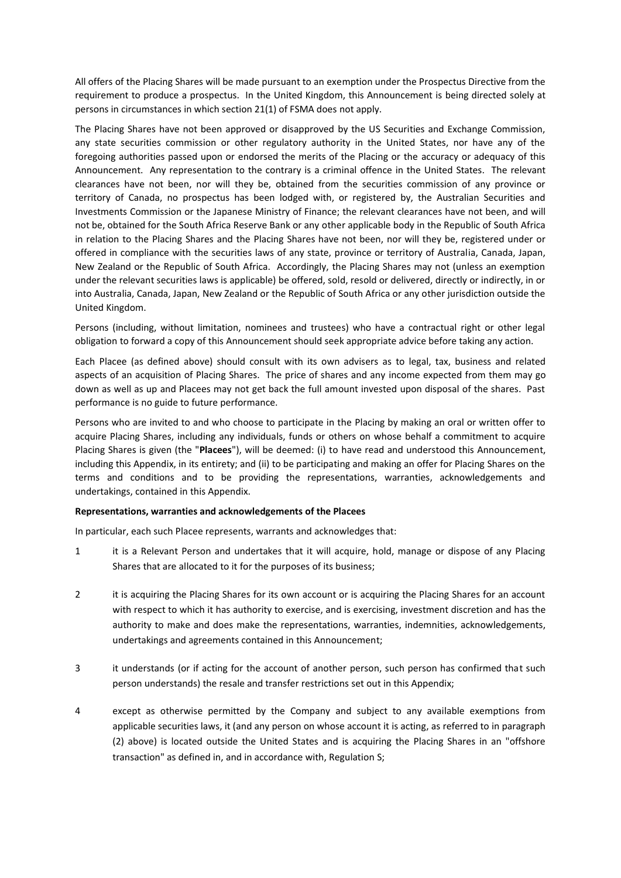All offers of the Placing Shares will be made pursuant to an exemption under the Prospectus Directive from the requirement to produce a prospectus. In the United Kingdom, this Announcement is being directed solely at persons in circumstances in which section 21(1) of FSMA does not apply.

The Placing Shares have not been approved or disapproved by the US Securities and Exchange Commission, any state securities commission or other regulatory authority in the United States, nor have any of the foregoing authorities passed upon or endorsed the merits of the Placing or the accuracy or adequacy of this Announcement. Any representation to the contrary is a criminal offence in the United States. The relevant clearances have not been, nor will they be, obtained from the securities commission of any province or territory of Canada, no prospectus has been lodged with, or registered by, the Australian Securities and Investments Commission or the Japanese Ministry of Finance; the relevant clearances have not been, and will not be, obtained for the South Africa Reserve Bank or any other applicable body in the Republic of South Africa in relation to the Placing Shares and the Placing Shares have not been, nor will they be, registered under or offered in compliance with the securities laws of any state, province or territory of Australia, Canada, Japan, New Zealand or the Republic of South Africa. Accordingly, the Placing Shares may not (unless an exemption under the relevant securities laws is applicable) be offered, sold, resold or delivered, directly or indirectly, in or into Australia, Canada, Japan, New Zealand or the Republic of South Africa or any other jurisdiction outside the United Kingdom.

Persons (including, without limitation, nominees and trustees) who have a contractual right or other legal obligation to forward a copy of this Announcement should seek appropriate advice before taking any action.

Each Placee (as defined above) should consult with its own advisers as to legal, tax, business and related aspects of an acquisition of Placing Shares. The price of shares and any income expected from them may go down as well as up and Placees may not get back the full amount invested upon disposal of the shares. Past performance is no guide to future performance.

Persons who are invited to and who choose to participate in the Placing by making an oral or written offer to acquire Placing Shares, including any individuals, funds or others on whose behalf a commitment to acquire Placing Shares is given (the "**Placees**"), will be deemed: (i) to have read and understood this Announcement, including this Appendix, in its entirety; and (ii) to be participating and making an offer for Placing Shares on the terms and conditions and to be providing the representations, warranties, acknowledgements and undertakings, contained in this Appendix.

**Representations, warranties and acknowledgements of the Placees**

In particular, each such Placee represents, warrants and acknowledges that:

1 it is a Relevant Person and undertakes that it will acquire, hold, manage or dispose of any Placing Shares that are allocated to it for the purposes of its business;

2 it is acquiring the Placing Shares for its own account or is acquiring the Placing Shares for an account with respect to which it has authority to exercise, and is exercising, investment discretion and has the authority to make and does make the representations, warranties, indemnities, acknowledgements, undertakings and agreements contained in this Announcement;

3 it understands (or if acting for the account of another person, such person has confirmed that such person understands) the resale and transfer restrictions set out in this Appendix;

4 except as otherwise permitted by the Company and subject to any available exemptions from applicable securities laws, it (and any person on whose account it is acting, as referred to in paragraph (2) above) is located outside the United States and is acquiring the Placing Shares in an "offshore transaction" as defined in, and in accordance with, Regulation S;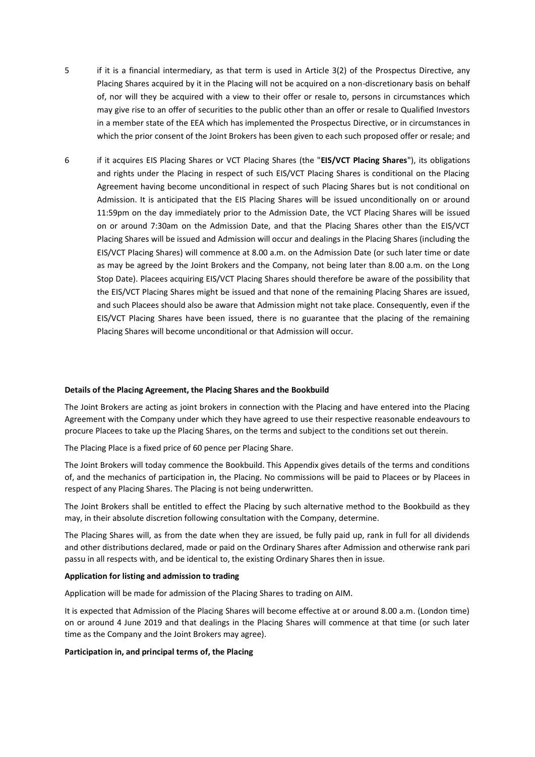5 if it is a financial intermediary, as that term is used in Article 3(2) of the Prospectus Directive, any Placing Shares acquired by it in the Placing will not be acquired on a non-discretionary basis on behalf of, nor will they be acquired with a view to their offer or resale to, persons in circumstances which may give rise to an offer of securities to the public other than an offer or resale to Qualified Investors in a member state of the EEA which has implemented the Prospectus Directive, or in circumstances in which the prior consent of the Joint Brokers has been given to each such proposed offer or resale; and

6 if it acquires EIS Placing Shares or VCT Placing Shares (the "**EIS/VCT Placing Shares**"), its obligations and rights under the Placing in respect of such EIS/VCT Placing Shares is conditional on the Placing Agreement having become unconditional in respect of such Placing Shares but is not conditional on Admission. It is anticipated that the EIS Placing Shares will be issued unconditionally on or around 11:59pm on the day immediately prior to the Admission Date, the VCT Placing Shares will be issued on or around 7:30am on the Admission Date, and that the Placing Shares other than the EIS/VCT Placing Shares will be issued and Admission will occur and dealings in the Placing Shares (including the EIS/VCT Placing Shares) will commence at 8.00 a.m. on the Admission Date (or such later time or date as may be agreed by the Joint Brokers and the Company, not being later than 8.00 a.m. on the Long Stop Date). Placees acquiring EIS/VCT Placing Shares should therefore be aware of the possibility that the EIS/VCT Placing Shares might be issued and that none of the remaining Placing Shares are issued, and such Placees should also be aware that Admission might not take place. Consequently, even if the EIS/VCT Placing Shares have been issued, there is no guarantee that the placing of the remaining Placing Shares will become unconditional or that Admission will occur.

**Details of the Placing Agreement, the Placing Shares and the Bookbuild**

The Joint Brokers are acting as joint brokers in connection with the Placing and have entered into the Placing Agreement with the Company under which they have agreed to use their respective reasonable endeavours to procure Placees to take up the Placing Shares, on the terms and subject to the conditions set out therein.

The Placing Place is a fixed price of 60 pence per Placing Share.

The Joint Brokers will today commence the Bookbuild. This Appendix gives details of the terms and conditions of, and the mechanics of participation in, the Placing. No commissions will be paid to Placees or by Placees in respect of any Placing Shares. The Placing is not being underwritten.

The Joint Brokers shall be entitled to effect the Placing by such alternative method to the Bookbuild as they may, in their absolute discretion following consultation with the Company, determine.

The Placing Shares will, as from the date when they are issued, be fully paid up, rank in full for all dividends and other distributions declared, made or paid on the Ordinary Shares after Admission and otherwise rank pari passu in all respects with, and be identical to, the existing Ordinary Shares then in issue.

**Application for listing and admission to trading**

Application will be made for admission of the Placing Shares to trading on AIM.

It is expected that Admission of the Placing Shares will become effective at or around 8.00 a.m. (London time) on or around 4 June 2019 and that dealings in the Placing Shares will commence at that time (or such later time as the Company and the Joint Brokers may agree).

**Participation in, and principal terms of, the Placing**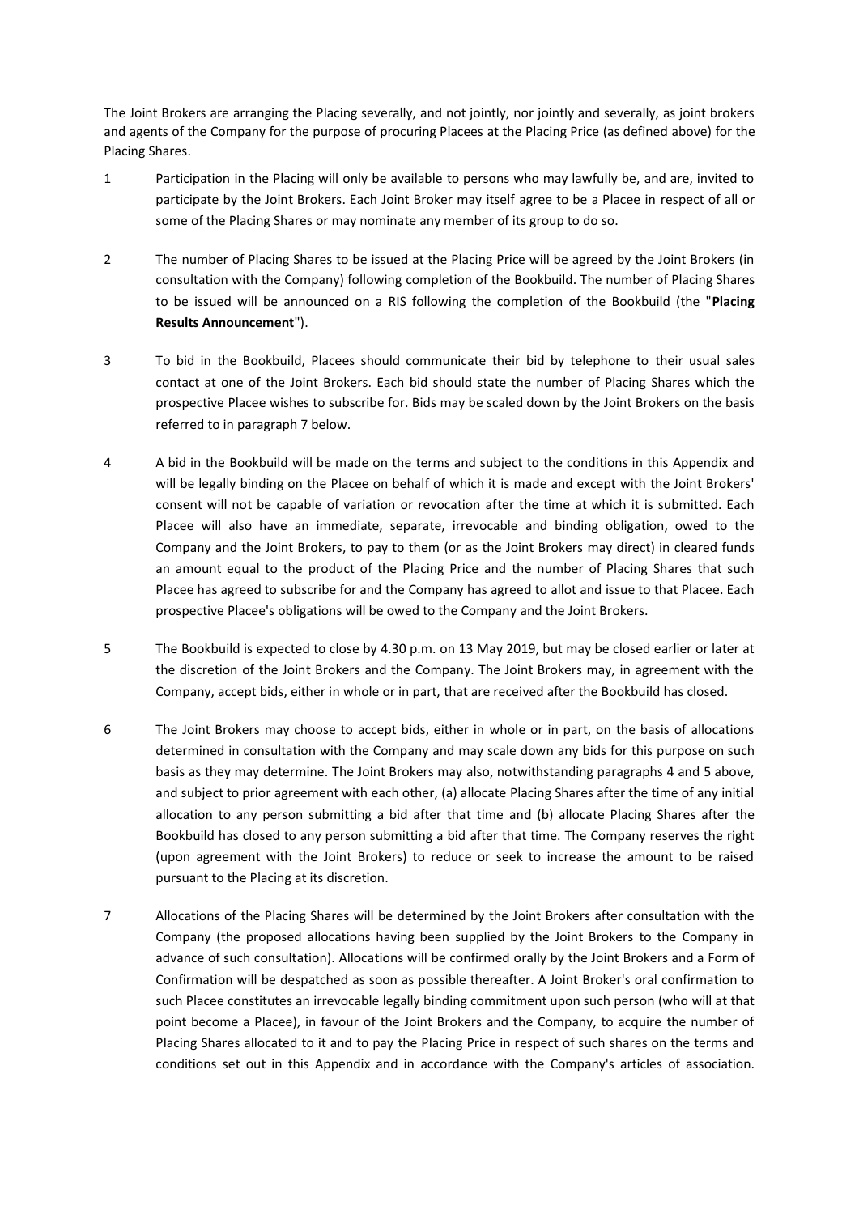The Joint Brokers are arranging the Placing severally, and not jointly, nor jointly and severally, as joint brokers and agents of the Company for the purpose of procuring Placees at the Placing Price (as defined above) for the Placing Shares.

1. Participation in the Placing will only be available to persons who may lawfully be, and are, invited to participate by the Joint Brokers. Each Joint Broker may itself agree to be a Placee in respect of all or some of the Placing Shares or may nominate any member of its group to do so.

2. The number of Placing Shares to be issued at the Placing Price will be agreed by the Joint Brokers (in consultation with the Company) following completion of the Bookbuild. The number of Placing Shares to be issued will be announced on a RIS following the completion of the Bookbuild (the "**Placing Results Announcement**").

3. To bid in the Bookbuild, Placees should communicate their bid by telephone to their usual sales contact at one of the Joint Brokers. Each bid should state the number of Placing Shares which the prospective Placee wishes to subscribe for. Bids may be scaled down by the Joint Brokers on the basis referred to in paragraph 7 below.

4. A bid in the Bookbuild will be made on the terms and subject to the conditions in this Appendix and will be legally binding on the Placee on behalf of which it is made and except with the Joint Brokers' consent will not be capable of variation or revocation after the time at which it is submitted. Each Placee will also have an immediate, separate, irrevocable and binding obligation, owed to the Company and the Joint Brokers, to pay to them (or as the Joint Brokers may direct) in cleared funds an amount equal to the product of the Placing Price and the number of Placing Shares that such Placee has agreed to subscribe for and the Company has agreed to allot and issue to that Placee. Each prospective Placee's obligations will be owed to the Company and the Joint Brokers.

5. The Bookbuild is expected to close by 4.30 p.m. on 13 May 2019, but may be closed earlier or later at the discretion of the Joint Brokers and the Company. The Joint Brokers may, in agreement with the Company, accept bids, either in whole or in part, that are received after the Bookbuild has closed.

6. The Joint Brokers may choose to accept bids, either in whole or in part, on the basis of allocations determined in consultation with the Company and may scale down any bids for this purpose on such basis as they may determine. The Joint Brokers may also, notwithstanding paragraphs 4 and 5 above, and subject to prior agreement with each other, (a) allocate Placing Shares after the time of any initial allocation to any person submitting a bid after that time and (b) allocate Placing Shares after the Bookbuild has closed to any person submitting a bid after that time. The Company reserves the right (upon agreement with the Joint Brokers) to reduce or seek to increase the amount to be raised pursuant to the Placing at its discretion.

7. Allocations of the Placing Shares will be determined by the Joint Brokers after consultation with the Company (the proposed allocations having been supplied by the Joint Brokers to the Company in advance of such consultation). Allocations will be confirmed orally by the Joint Brokers and a Form of Confirmation will be despatched as soon as possible thereafter. A Joint Broker's oral confirmation to such Placee constitutes an irrevocable legally binding commitment upon such person (who will at that point become a Placee), in favour of the Joint Brokers and the Company, to acquire the number of Placing Shares allocated to it and to pay the Placing Price in respect of such shares on the terms and conditions set out in this Appendix and in accordance with the Company's articles of association.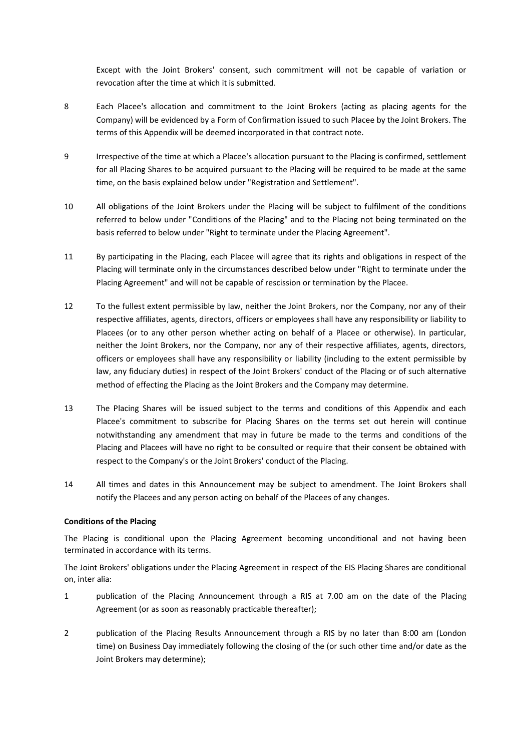Except with the Joint Brokers' consent, such commitment will not be capable of variation or revocation after the time at which it is submitted.

8 Each Placee's allocation and commitment to the Joint Brokers (acting as placing agents for the Company) will be evidenced by a Form of Confirmation issued to such Placee by the Joint Brokers. The terms of this Appendix will be deemed incorporated in that contract note.

9 Irrespective of the time at which a Placee's allocation pursuant to the Placing is confirmed, settlement for all Placing Shares to be acquired pursuant to the Placing will be required to be made at the same time, on the basis explained below under "Registration and Settlement".

10 All obligations of the Joint Brokers under the Placing will be subject to fulfilment of the conditions referred to below under "Conditions of the Placing" and to the Placing not being terminated on the basis referred to below under "Right to terminate under the Placing Agreement".

11 By participating in the Placing, each Placee will agree that its rights and obligations in respect of the Placing will terminate only in the circumstances described below under "Right to terminate under the Placing Agreement" and will not be capable of rescission or termination by the Placee.

12 To the fullest extent permissible by law, neither the Joint Brokers, nor the Company, nor any of their respective affiliates, agents, directors, officers or employees shall have any responsibility or liability to Placees (or to any other person whether acting on behalf of a Placee or otherwise). In particular, neither the Joint Brokers, nor the Company, nor any of their respective affiliates, agents, directors, officers or employees shall have any responsibility or liability (including to the extent permissible by law, any fiduciary duties) in respect of the Joint Brokers' conduct of the Placing or of such alternative method of effecting the Placing as the Joint Brokers and the Company may determine.

13 The Placing Shares will be issued subject to the terms and conditions of this Appendix and each Placee's commitment to subscribe for Placing Shares on the terms set out herein will continue notwithstanding any amendment that may in future be made to the terms and conditions of the Placing and Placees will have no right to be consulted or require that their consent be obtained with respect to the Company's or the Joint Brokers' conduct of the Placing.

14 All times and dates in this Announcement may be subject to amendment. The Joint Brokers shall notify the Placees and any person acting on behalf of the Placees of any changes.

**Conditions of the Placing**

The Placing is conditional upon the Placing Agreement becoming unconditional and not having been terminated in accordance with its terms.

The Joint Brokers' obligations under the Placing Agreement in respect of the EIS Placing Shares are conditional on, inter alia:

1 publication of the Placing Announcement through a RIS at 7.00 am on the date of the Placing Agreement (or as soon as reasonably practicable thereafter);

2 publication of the Placing Results Announcement through a RIS by no later than 8:00 am (London time) on Business Day immediately following the closing of the (or such other time and/or date as the Joint Brokers may determine);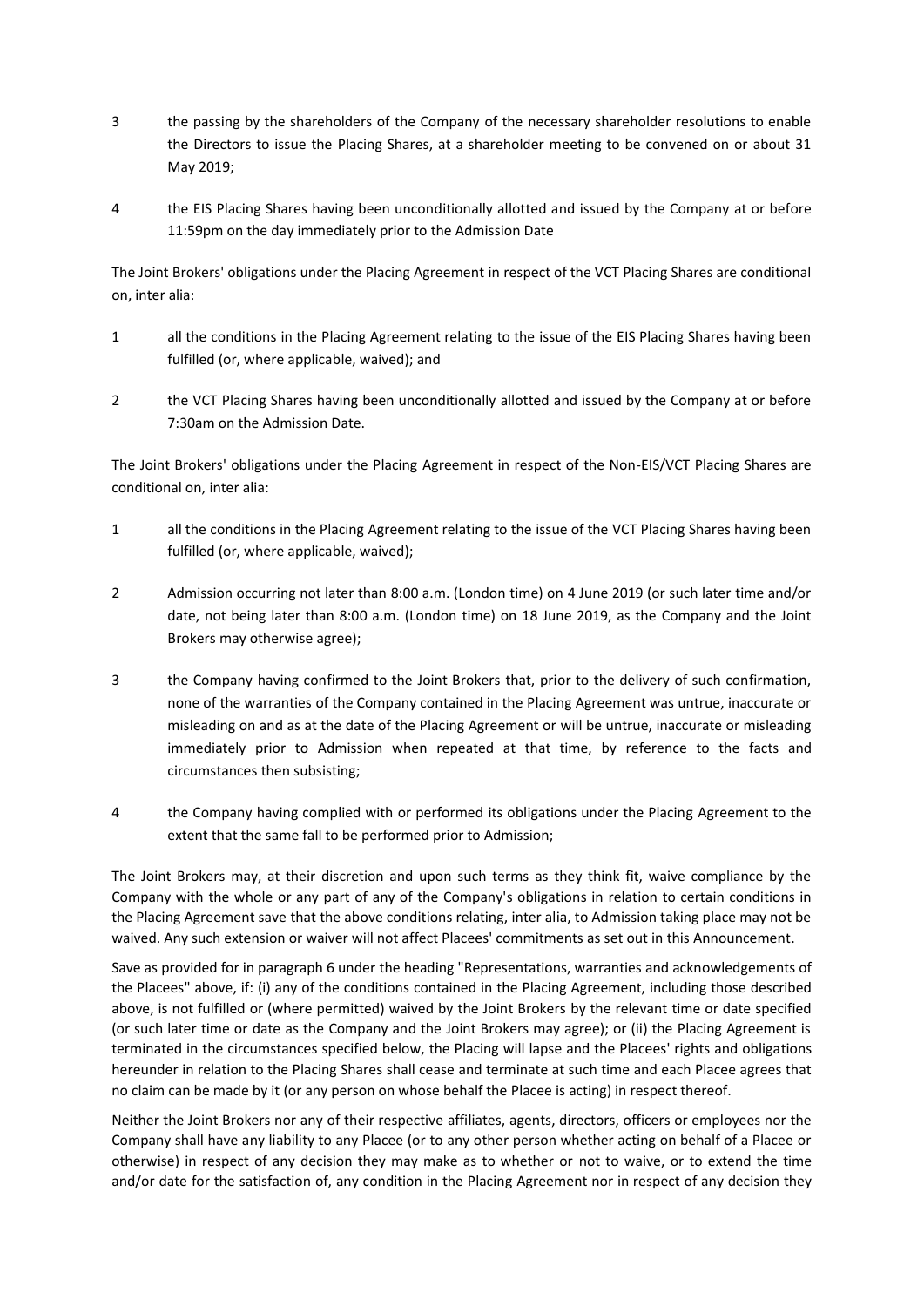3 the passing by the shareholders of the Company of the necessary shareholder resolutions to enable the Directors to issue the Placing Shares, at a shareholder meeting to be convened on or about 31 May 2019;

4 the EIS Placing Shares having been unconditionally allotted and issued by the Company at or before 11:59pm on the day immediately prior to the Admission Date

The Joint Brokers' obligations under the Placing Agreement in respect of the VCT Placing Shares are conditional on, inter alia:

1 all the conditions in the Placing Agreement relating to the issue of the EIS Placing Shares having been fulfilled (or, where applicable, waived); and

2 the VCT Placing Shares having been unconditionally allotted and issued by the Company at or before 7:30am on the Admission Date.

The Joint Brokers' obligations under the Placing Agreement in respect of the Non-EIS/VCT Placing Shares are conditional on, inter alia:

1 all the conditions in the Placing Agreement relating to the issue of the VCT Placing Shares having been fulfilled (or, where applicable, waived);

2 Admission occurring not later than 8:00 a.m. (London time) on 4 June 2019 (or such later time and/or date, not being later than 8:00 a.m. (London time) on 18 June 2019, as the Company and the Joint Brokers may otherwise agree);

3 the Company having confirmed to the Joint Brokers that, prior to the delivery of such confirmation, none of the warranties of the Company contained in the Placing Agreement was untrue, inaccurate or misleading on and as at the date of the Placing Agreement or will be untrue, inaccurate or misleading immediately prior to Admission when repeated at that time, by reference to the facts and circumstances then subsisting;

4 the Company having complied with or performed its obligations under the Placing Agreement to the extent that the same fall to be performed prior to Admission;

The Joint Brokers may, at their discretion and upon such terms as they think fit, waive compliance by the Company with the whole or any part of any of the Company's obligations in relation to certain conditions in the Placing Agreement save that the above conditions relating, inter alia, to Admission taking place may not be waived. Any such extension or waiver will not affect Placees' commitments as set out in this Announcement.

Save as provided for in paragraph 6 under the heading "Representations, warranties and acknowledgements of the Placees" above, if: (i) any of the conditions contained in the Placing Agreement, including those described above, is not fulfilled or (where permitted) waived by the Joint Brokers by the relevant time or date specified (or such later time or date as the Company and the Joint Brokers may agree); or (ii) the Placing Agreement is terminated in the circumstances specified below, the Placing will lapse and the Placees' rights and obligations hereunder in relation to the Placing Shares shall cease and terminate at such time and each Placee agrees that no claim can be made by it (or any person on whose behalf the Placee is acting) in respect thereof.

Neither the Joint Brokers nor any of their respective affiliates, agents, directors, officers or employees nor the Company shall have any liability to any Placee (or to any other person whether acting on behalf of a Placee or otherwise) in respect of any decision they may make as to whether or not to waive, or to extend the time and/or date for the satisfaction of, any condition in the Placing Agreement nor in respect of any decision they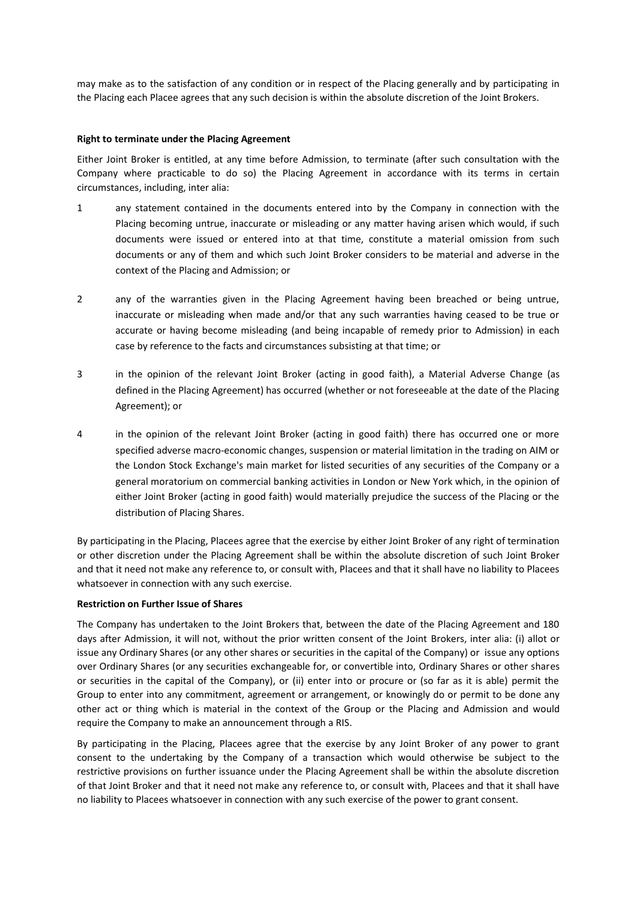may make as to the satisfaction of any condition or in respect of the Placing generally and by participating in the Placing each Placee agrees that any such decision is within the absolute discretion of the Joint Brokers.

**Right to terminate under the Placing Agreement**

Either Joint Broker is entitled, at any time before Admission, to terminate (after such consultation with the Company where practicable to do so) the Placing Agreement in accordance with its terms in certain circumstances, including, inter alia:

1. any statement contained in the documents entered into by the Company in connection with the Placing becoming untrue, inaccurate or misleading or any matter having arisen which would, if such documents were issued or entered into at that time, constitute a material omission from such documents or any of them and which such Joint Broker considers to be material and adverse in the context of the Placing and Admission; or

2. any of the warranties given in the Placing Agreement having been breached or being untrue, inaccurate or misleading when made and/or that any such warranties having ceased to be true or accurate or having become misleading (and being incapable of remedy prior to Admission) in each case by reference to the facts and circumstances subsisting at that time; or

3. in the opinion of the relevant Joint Broker (acting in good faith), a Material Adverse Change (as defined in the Placing Agreement) has occurred (whether or not foreseeable at the date of the Placing Agreement); or

4. in the opinion of the relevant Joint Broker (acting in good faith) there has occurred one or more specified adverse macro-economic changes, suspension or material limitation in the trading on AIM or the London Stock Exchange's main market for listed securities of any securities of the Company or a general moratorium on commercial banking activities in London or New York which, in the opinion of either Joint Broker (acting in good faith) would materially prejudice the success of the Placing or the distribution of Placing Shares.

By participating in the Placing, Placees agree that the exercise by either Joint Broker of any right of termination or other discretion under the Placing Agreement shall be within the absolute discretion of such Joint Broker and that it need not make any reference to, or consult with, Placees and that it shall have no liability to Placees whatsoever in connection with any such exercise.

**Restriction on Further Issue of Shares**

The Company has undertaken to the Joint Brokers that, between the date of the Placing Agreement and 180 days after Admission, it will not, without the prior written consent of the Joint Brokers, inter alia: (i) allot or issue any Ordinary Shares (or any other shares or securities in the capital of the Company) or issue any options over Ordinary Shares (or any securities exchangeable for, or convertible into, Ordinary Shares or other shares or securities in the capital of the Company), or (ii) enter into or procure or (so far as it is able) permit the Group to enter into any commitment, agreement or arrangement, or knowingly do or permit to be done any other act or thing which is material in the context of the Group or the Placing and Admission and would require the Company to make an announcement through a RIS.

By participating in the Placing, Placees agree that the exercise by any Joint Broker of any power to grant consent to the undertaking by the Company of a transaction which would otherwise be subject to the restrictive provisions on further issuance under the Placing Agreement shall be within the absolute discretion of that Joint Broker and that it need not make any reference to, or consult with, Placees and that it shall have no liability to Placees whatsoever in connection with any such exercise of the power to grant consent.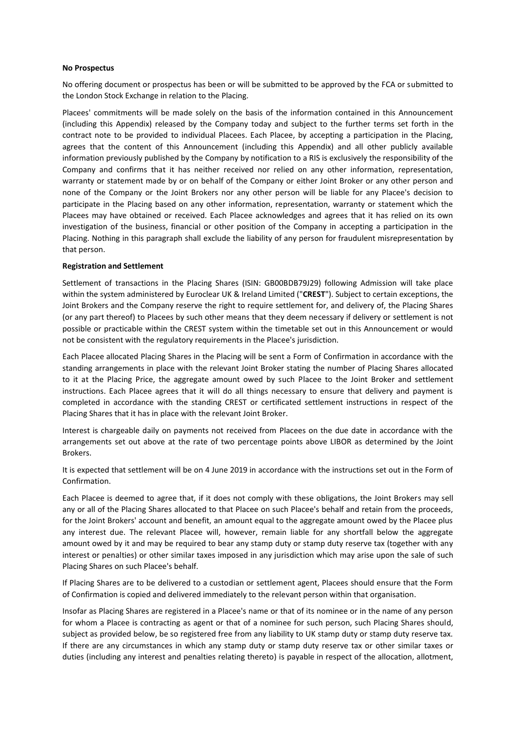**No Prospectus**

No offering document or prospectus has been or will be submitted to be approved by the FCA or submitted to the London Stock Exchange in relation to the Placing.

Placees' commitments will be made solely on the basis of the information contained in this Announcement (including this Appendix) released by the Company today and subject to the further terms set forth in the contract note to be provided to individual Placees. Each Placee, by accepting a participation in the Placing, agrees that the content of this Announcement (including this Appendix) and all other publicly available information previously published by the Company by notification to a RIS is exclusively the responsibility of the Company and confirms that it has neither received nor relied on any other information, representation, warranty or statement made by or on behalf of the Company or either Joint Broker or any other person and none of the Company or the Joint Brokers nor any other person will be liable for any Placee's decision to participate in the Placing based on any other information, representation, warranty or statement which the Placees may have obtained or received. Each Placee acknowledges and agrees that it has relied on its own investigation of the business, financial or other position of the Company in accepting a participation in the Placing. Nothing in this paragraph shall exclude the liability of any person for fraudulent misrepresentation by that person.

**Registration and Settlement**

Settlement of transactions in the Placing Shares (ISIN: GB00BDB79J29) following Admission will take place within the system administered by Euroclear UK & Ireland Limited ("**CREST**"). Subject to certain exceptions, the Joint Brokers and the Company reserve the right to require settlement for, and delivery of, the Placing Shares (or any part thereof) to Placees by such other means that they deem necessary if delivery or settlement is not possible or practicable within the CREST system within the timetable set out in this Announcement or would not be consistent with the regulatory requirements in the Placee's jurisdiction.

Each Placee allocated Placing Shares in the Placing will be sent a Form of Confirmation in accordance with the standing arrangements in place with the relevant Joint Broker stating the number of Placing Shares allocated to it at the Placing Price, the aggregate amount owed by such Placee to the Joint Broker and settlement instructions. Each Placee agrees that it will do all things necessary to ensure that delivery and payment is completed in accordance with the standing CREST or certificated settlement instructions in respect of the Placing Shares that it has in place with the relevant Joint Broker.

Interest is chargeable daily on payments not received from Placees on the due date in accordance with the arrangements set out above at the rate of two percentage points above LIBOR as determined by the Joint Brokers.

It is expected that settlement will be on 4 June 2019 in accordance with the instructions set out in the Form of Confirmation.

Each Placee is deemed to agree that, if it does not comply with these obligations, the Joint Brokers may sell any or all of the Placing Shares allocated to that Placee on such Placee's behalf and retain from the proceeds, for the Joint Brokers' account and benefit, an amount equal to the aggregate amount owed by the Placee plus any interest due. The relevant Placee will, however, remain liable for any shortfall below the aggregate amount owed by it and may be required to bear any stamp duty or stamp duty reserve tax (together with any interest or penalties) or other similar taxes imposed in any jurisdiction which may arise upon the sale of such Placing Shares on such Placee's behalf.

If Placing Shares are to be delivered to a custodian or settlement agent, Placees should ensure that the Form of Confirmation is copied and delivered immediately to the relevant person within that organisation.

Insofar as Placing Shares are registered in a Placee's name or that of its nominee or in the name of any person for whom a Placee is contracting as agent or that of a nominee for such person, such Placing Shares should, subject as provided below, be so registered free from any liability to UK stamp duty or stamp duty reserve tax. If there are any circumstances in which any stamp duty or stamp duty reserve tax or other similar taxes or duties (including any interest and penalties relating thereto) is payable in respect of the allocation, allotment,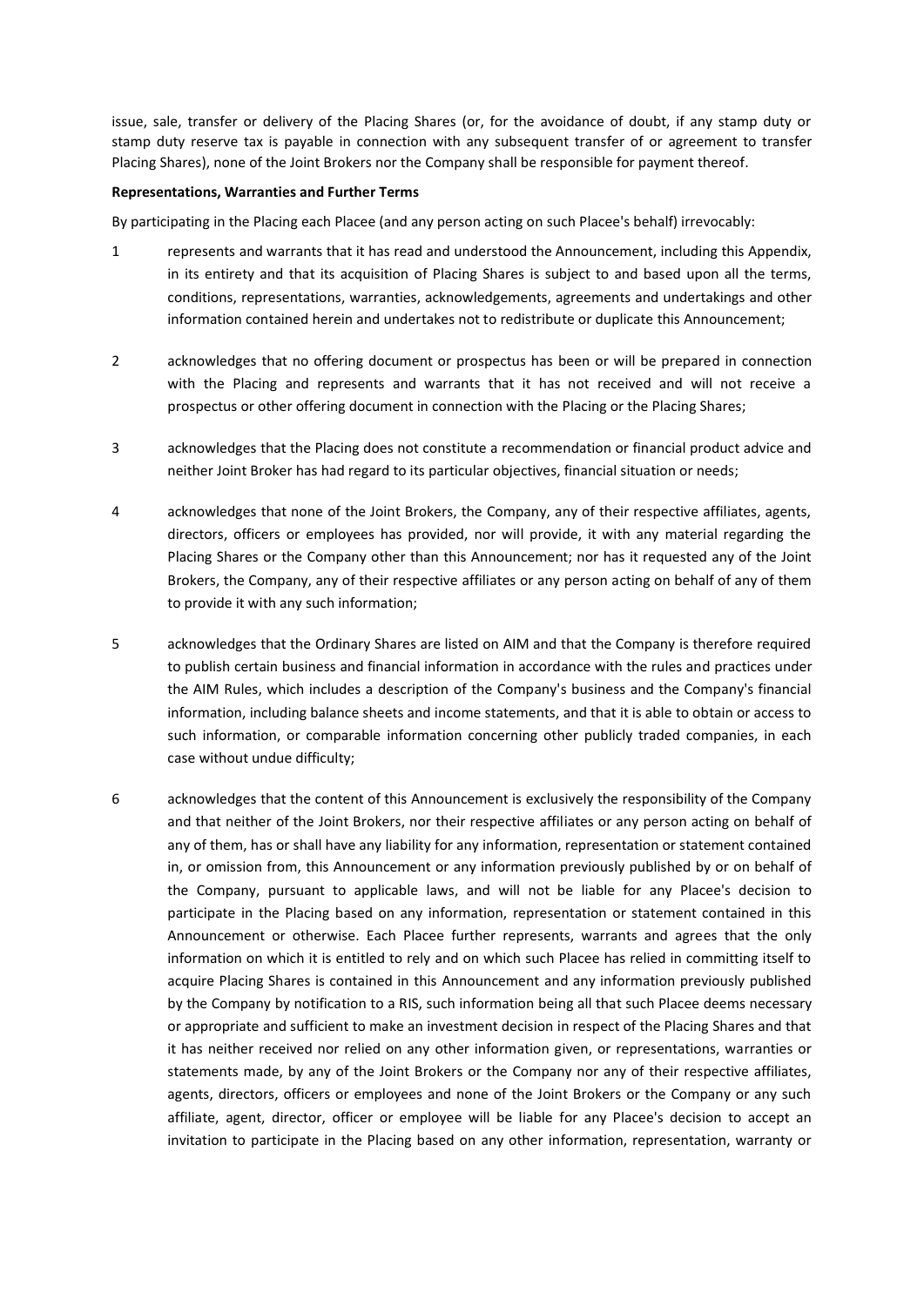issue, sale, transfer or delivery of the Placing Shares (or, for the avoidance of doubt, if any stamp duty or stamp duty reserve tax is payable in connection with any subsequent transfer of or agreement to transfer Placing Shares), none of the Joint Brokers nor the Company shall be responsible for payment thereof.

**Representations, Warranties and Further Terms**

By participating in the Placing each Placee (and any person acting on such Placee's behalf) irrevocably:

1. represents and warrants that it has read and understood the Announcement, including this Appendix, in its entirety and that its acquisition of Placing Shares is subject to and based upon all the terms, conditions, representations, warranties, acknowledgements, agreements and undertakings and other information contained herein and undertakes not to redistribute or duplicate this Announcement;

2. acknowledges that no offering document or prospectus has been or will be prepared in connection with the Placing and represents and warrants that it has not received and will not receive a prospectus or other offering document in connection with the Placing or the Placing Shares;

3. acknowledges that the Placing does not constitute a recommendation or financial product advice and neither Joint Broker has had regard to its particular objectives, financial situation or needs;

4. acknowledges that none of the Joint Brokers, the Company, any of their respective affiliates, agents, directors, officers or employees has provided, nor will provide, it with any material regarding the Placing Shares or the Company other than this Announcement; nor has it requested any of the Joint Brokers, the Company, any of their respective affiliates or any person acting on behalf of any of them to provide it with any such information;

5. acknowledges that the Ordinary Shares are listed on AIM and that the Company is therefore required to publish certain business and financial information in accordance with the rules and practices under the AIM Rules, which includes a description of the Company's business and the Company's financial information, including balance sheets and income statements, and that it is able to obtain or access to such information, or comparable information concerning other publicly traded companies, in each case without undue difficulty;

6. acknowledges that the content of this Announcement is exclusively the responsibility of the Company and that neither of the Joint Brokers, nor their respective affiliates or any person acting on behalf of any of them, has or shall have any liability for any information, representation or statement contained in, or omission from, this Announcement or any information previously published by or on behalf of the Company, pursuant to applicable laws, and will not be liable for any Placee's decision to participate in the Placing based on any information, representation or statement contained in this Announcement or otherwise. Each Placee further represents, warrants and agrees that the only information on which it is entitled to rely and on which such Placee has relied in committing itself to acquire Placing Shares is contained in this Announcement and any information previously published by the Company by notification to a RIS, such information being all that such Placee deems necessary or appropriate and sufficient to make an investment decision in respect of the Placing Shares and that it has neither received nor relied on any other information given, or representations, warranties or statements made, by any of the Joint Brokers or the Company nor any of their respective affiliates, agents, directors, officers or employees and none of the Joint Brokers or the Company or any such affiliate, agent, director, officer or employee will be liable for any Placee's decision to accept an invitation to participate in the Placing based on any other information, representation, warranty or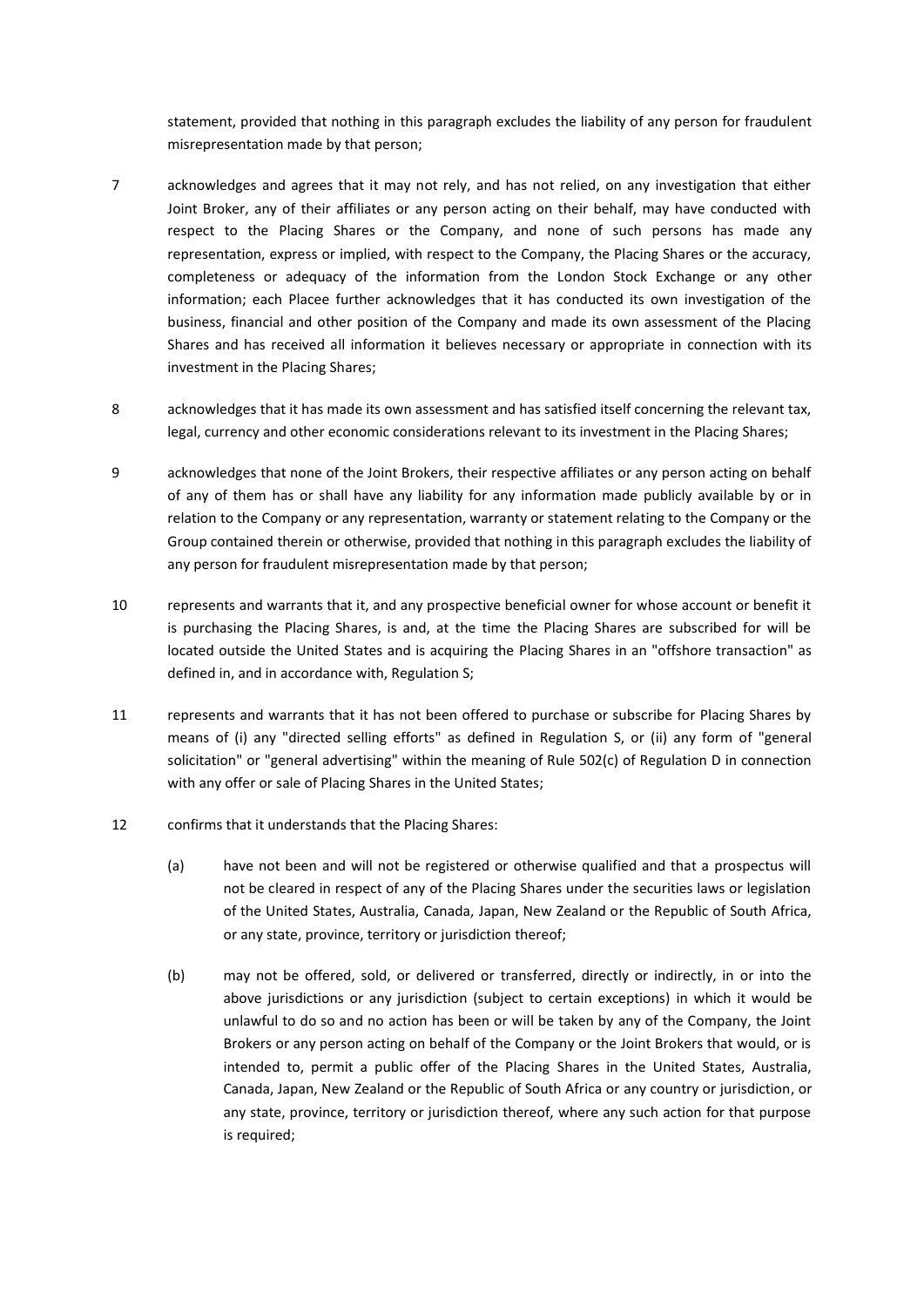statement, provided that nothing in this paragraph excludes the liability of any person for fraudulent misrepresentation made by that person;

7 acknowledges and agrees that it may not rely, and has not relied, on any investigation that either Joint Broker, any of their affiliates or any person acting on their behalf, may have conducted with respect to the Placing Shares or the Company, and none of such persons has made any representation, express or implied, with respect to the Company, the Placing Shares or the accuracy, completeness or adequacy of the information from the London Stock Exchange or any other information; each Placee further acknowledges that it has conducted its own investigation of the business, financial and other position of the Company and made its own assessment of the Placing Shares and has received all information it believes necessary or appropriate in connection with its investment in the Placing Shares;

8 acknowledges that it has made its own assessment and has satisfied itself concerning the relevant tax, legal, currency and other economic considerations relevant to its investment in the Placing Shares;

9 acknowledges that none of the Joint Brokers, their respective affiliates or any person acting on behalf of any of them has or shall have any liability for any information made publicly available by or in relation to the Company or any representation, warranty or statement relating to the Company or the Group contained therein or otherwise, provided that nothing in this paragraph excludes the liability of any person for fraudulent misrepresentation made by that person;

10 represents and warrants that it, and any prospective beneficial owner for whose account or benefit it is purchasing the Placing Shares, is and, at the time the Placing Shares are subscribed for will be located outside the United States and is acquiring the Placing Shares in an "offshore transaction" as defined in, and in accordance with, Regulation S;

11 represents and warrants that it has not been offered to purchase or subscribe for Placing Shares by means of (i) any "directed selling efforts" as defined in Regulation S, or (ii) any form of "general solicitation" or "general advertising" within the meaning of Rule 502(c) of Regulation D in connection with any offer or sale of Placing Shares in the United States;

12 confirms that it understands that the Placing Shares:

(a) have not been and will not be registered or otherwise qualified and that a prospectus will not be cleared in respect of any of the Placing Shares under the securities laws or legislation of the United States, Australia, Canada, Japan, New Zealand or the Republic of South Africa, or any state, province, territory or jurisdiction thereof;

(b) may not be offered, sold, or delivered or transferred, directly or indirectly, in or into the above jurisdictions or any jurisdiction (subject to certain exceptions) in which it would be unlawful to do so and no action has been or will be taken by any of the Company, the Joint Brokers or any person acting on behalf of the Company or the Joint Brokers that would, or is intended to, permit a public offer of the Placing Shares in the United States, Australia, Canada, Japan, New Zealand or the Republic of South Africa or any country or jurisdiction, or any state, province, territory or jurisdiction thereof, where any such action for that purpose is required;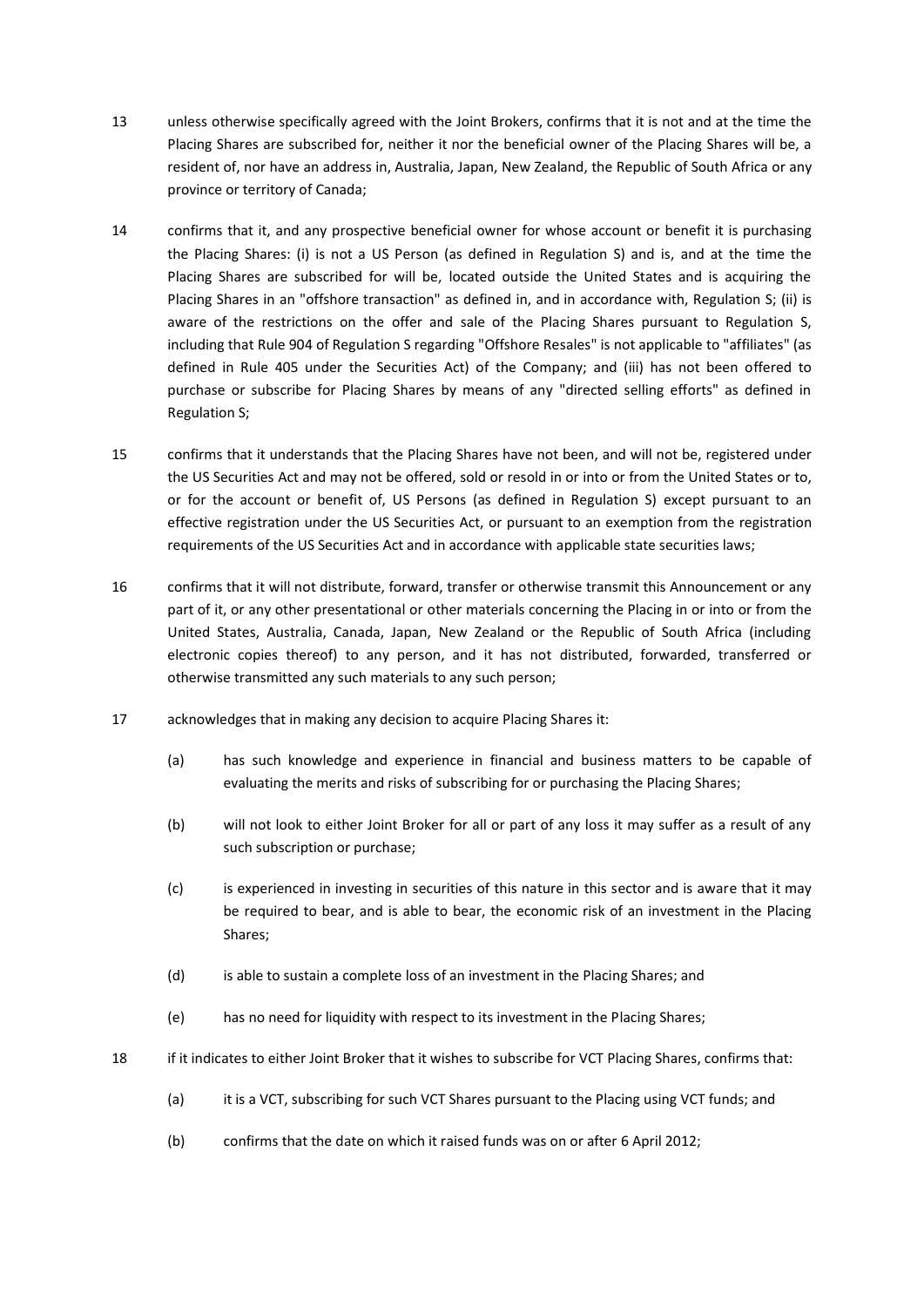13 unless otherwise specifically agreed with the Joint Brokers, confirms that it is not and at the time the Placing Shares are subscribed for, neither it nor the beneficial owner of the Placing Shares will be, a resident of, nor have an address in, Australia, Japan, New Zealand, the Republic of South Africa or any province or territory of Canada;

14 confirms that it, and any prospective beneficial owner for whose account or benefit it is purchasing the Placing Shares: (i) is not a US Person (as defined in Regulation S) and is, and at the time the Placing Shares are subscribed for will be, located outside the United States and is acquiring the Placing Shares in an "offshore transaction" as defined in, and in accordance with, Regulation S; (ii) is aware of the restrictions on the offer and sale of the Placing Shares pursuant to Regulation S, including that Rule 904 of Regulation S regarding "Offshore Resales" is not applicable to "affiliates" (as defined in Rule 405 under the Securities Act) of the Company; and (iii) has not been offered to purchase or subscribe for Placing Shares by means of any "directed selling efforts" as defined in Regulation S;

15 confirms that it understands that the Placing Shares have not been, and will not be, registered under the US Securities Act and may not be offered, sold or resold in or into or from the United States or to, or for the account or benefit of, US Persons (as defined in Regulation S) except pursuant to an effective registration under the US Securities Act, or pursuant to an exemption from the registration requirements of the US Securities Act and in accordance with applicable state securities laws;

16 confirms that it will not distribute, forward, transfer or otherwise transmit this Announcement or any part of it, or any other presentational or other materials concerning the Placing in or into or from the United States, Australia, Canada, Japan, New Zealand or the Republic of South Africa (including electronic copies thereof) to any person, and it has not distributed, forwarded, transferred or otherwise transmitted any such materials to any such person;

17 acknowledges that in making any decision to acquire Placing Shares it:

(a) has such knowledge and experience in financial and business matters to be capable of evaluating the merits and risks of subscribing for or purchasing the Placing Shares;

(b) will not look to either Joint Broker for all or part of any loss it may suffer as a result of any such subscription or purchase;

(c) is experienced in investing in securities of this nature in this sector and is aware that it may be required to bear, and is able to bear, the economic risk of an investment in the Placing Shares;

(d) is able to sustain a complete loss of an investment in the Placing Shares; and

(e) has no need for liquidity with respect to its investment in the Placing Shares;

18 if it indicates to either Joint Broker that it wishes to subscribe for VCT Placing Shares, confirms that:

(a) it is a VCT, subscribing for such VCT Shares pursuant to the Placing using VCT funds; and

(b) confirms that the date on which it raised funds was on or after 6 April 2012;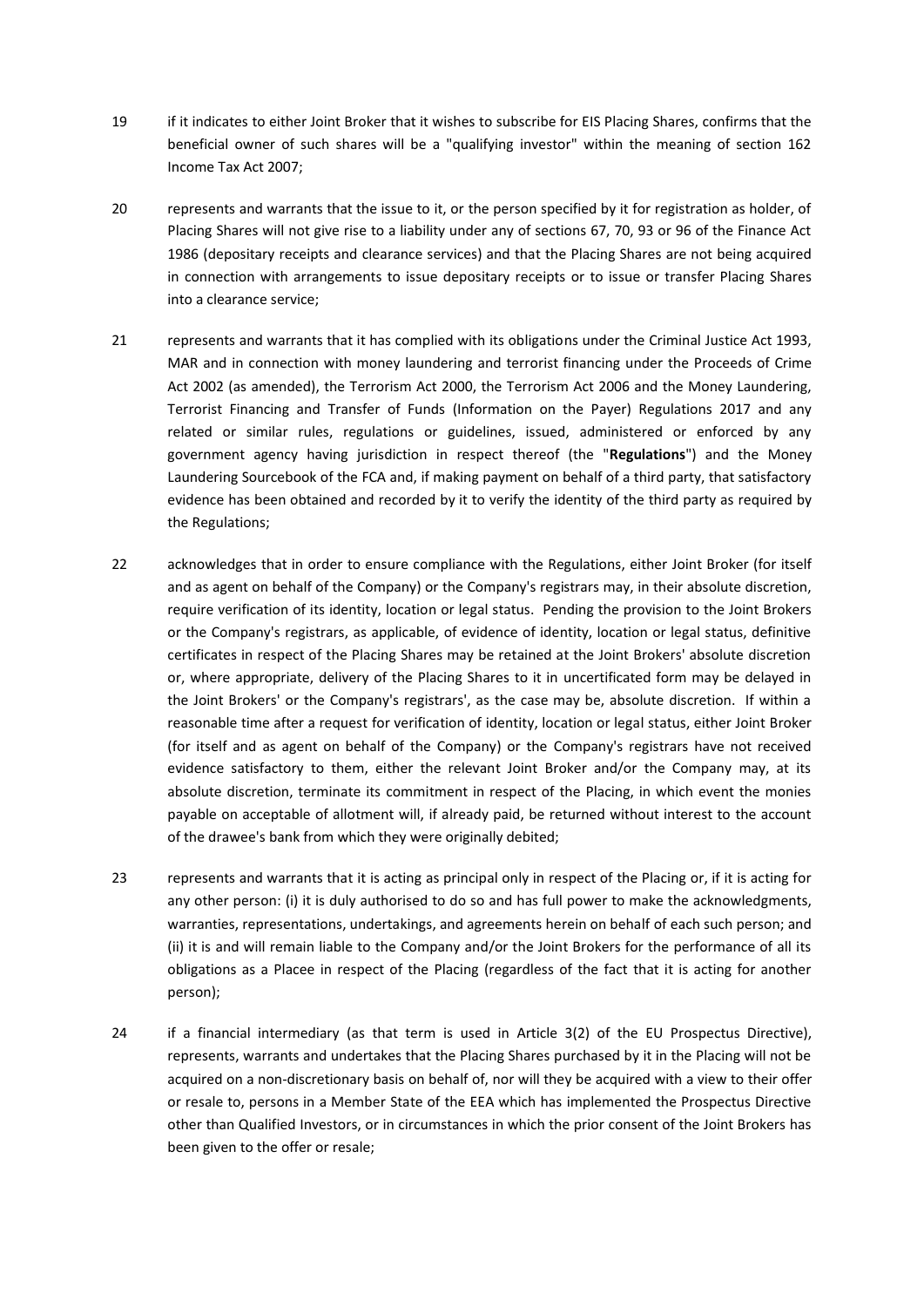19 if it indicates to either Joint Broker that it wishes to subscribe for EIS Placing Shares, confirms that the beneficial owner of such shares will be a "qualifying investor" within the meaning of section 162 Income Tax Act 2007;

20 represents and warrants that the issue to it, or the person specified by it for registration as holder, of Placing Shares will not give rise to a liability under any of sections 67, 70, 93 or 96 of the Finance Act 1986 (depositary receipts and clearance services) and that the Placing Shares are not being acquired in connection with arrangements to issue depositary receipts or to issue or transfer Placing Shares into a clearance service;

21 represents and warrants that it has complied with its obligations under the Criminal Justice Act 1993, MAR and in connection with money laundering and terrorist financing under the Proceeds of Crime Act 2002 (as amended), the Terrorism Act 2000, the Terrorism Act 2006 and the Money Laundering, Terrorist Financing and Transfer of Funds (Information on the Payer) Regulations 2017 and any related or similar rules, regulations or guidelines, issued, administered or enforced by any government agency having jurisdiction in respect thereof (the "**Regulations**") and the Money Laundering Sourcebook of the FCA and, if making payment on behalf of a third party, that satisfactory evidence has been obtained and recorded by it to verify the identity of the third party as required by the Regulations;

22 acknowledges that in order to ensure compliance with the Regulations, either Joint Broker (for itself and as agent on behalf of the Company) or the Company's registrars may, in their absolute discretion, require verification of its identity, location or legal status. Pending the provision to the Joint Brokers or the Company's registrars, as applicable, of evidence of identity, location or legal status, definitive certificates in respect of the Placing Shares may be retained at the Joint Brokers' absolute discretion or, where appropriate, delivery of the Placing Shares to it in uncertificated form may be delayed in the Joint Brokers' or the Company's registrars', as the case may be, absolute discretion. If within a reasonable time after a request for verification of identity, location or legal status, either Joint Broker (for itself and as agent on behalf of the Company) or the Company's registrars have not received evidence satisfactory to them, either the relevant Joint Broker and/or the Company may, at its absolute discretion, terminate its commitment in respect of the Placing, in which event the monies payable on acceptable of allotment will, if already paid, be returned without interest to the account of the drawee's bank from which they were originally debited;

23 represents and warrants that it is acting as principal only in respect of the Placing or, if it is acting for any other person: (i) it is duly authorised to do so and has full power to make the acknowledgments, warranties, representations, undertakings, and agreements herein on behalf of each such person; and (ii) it is and will remain liable to the Company and/or the Joint Brokers for the performance of all its obligations as a Placee in respect of the Placing (regardless of the fact that it is acting for another person);

24 if a financial intermediary (as that term is used in Article 3(2) of the EU Prospectus Directive), represents, warrants and undertakes that the Placing Shares purchased by it in the Placing will not be acquired on a non-discretionary basis on behalf of, nor will they be acquired with a view to their offer or resale to, persons in a Member State of the EEA which has implemented the Prospectus Directive other than Qualified Investors, or in circumstances in which the prior consent of the Joint Brokers has been given to the offer or resale;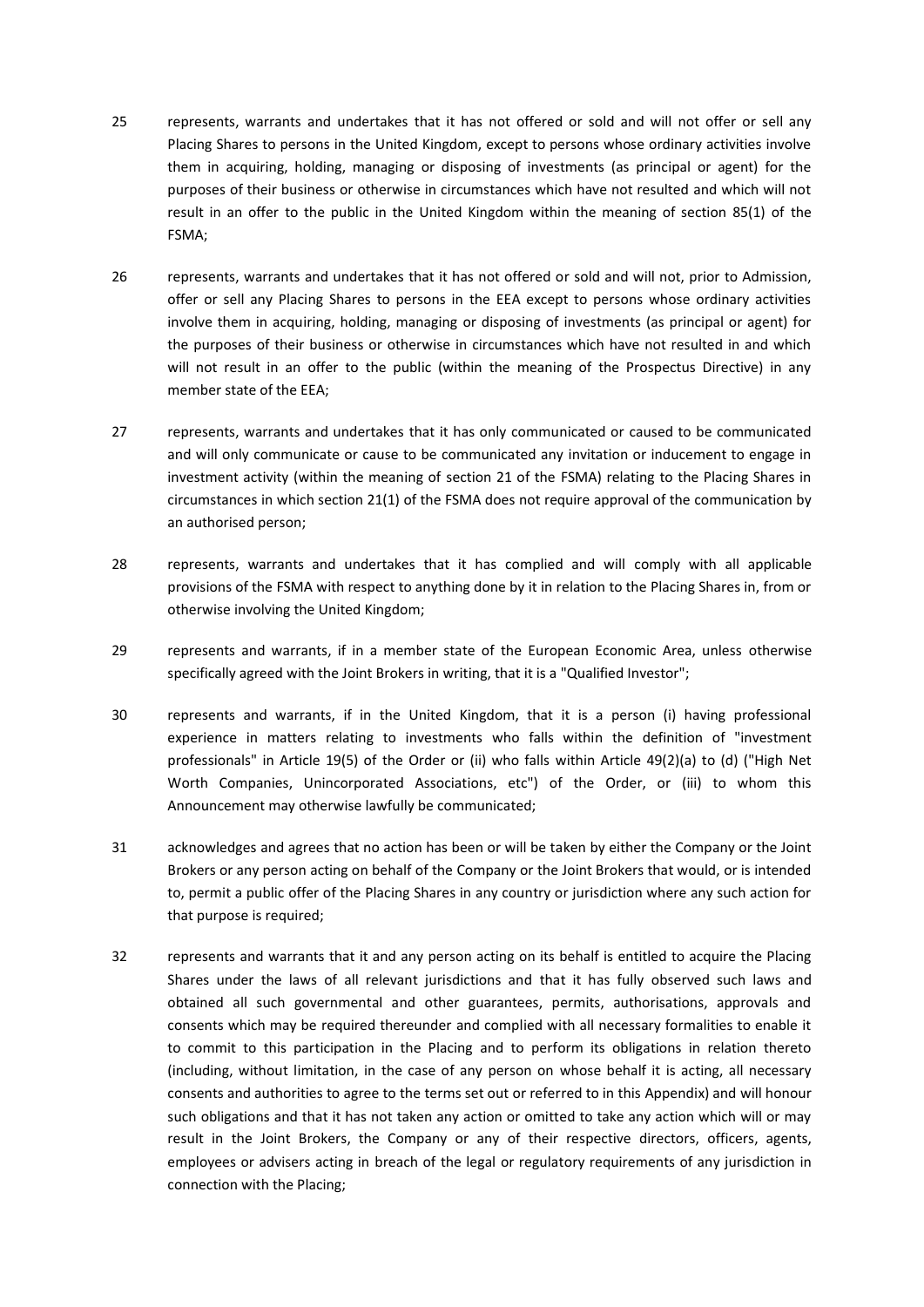25 represents, warrants and undertakes that it has not offered or sold and will not offer or sell any Placing Shares to persons in the United Kingdom, except to persons whose ordinary activities involve them in acquiring, holding, managing or disposing of investments (as principal or agent) for the purposes of their business or otherwise in circumstances which have not resulted and which will not result in an offer to the public in the United Kingdom within the meaning of section 85(1) of the FSMA;

26 represents, warrants and undertakes that it has not offered or sold and will not, prior to Admission, offer or sell any Placing Shares to persons in the EEA except to persons whose ordinary activities involve them in acquiring, holding, managing or disposing of investments (as principal or agent) for the purposes of their business or otherwise in circumstances which have not resulted in and which will not result in an offer to the public (within the meaning of the Prospectus Directive) in any member state of the EEA;

27 represents, warrants and undertakes that it has only communicated or caused to be communicated and will only communicate or cause to be communicated any invitation or inducement to engage in investment activity (within the meaning of section 21 of the FSMA) relating to the Placing Shares in circumstances in which section 21(1) of the FSMA does not require approval of the communication by an authorised person;

28 represents, warrants and undertakes that it has complied and will comply with all applicable provisions of the FSMA with respect to anything done by it in relation to the Placing Shares in, from or otherwise involving the United Kingdom;

29 represents and warrants, if in a member state of the European Economic Area, unless otherwise specifically agreed with the Joint Brokers in writing, that it is a "Qualified Investor";

30 represents and warrants, if in the United Kingdom, that it is a person (i) having professional experience in matters relating to investments who falls within the definition of "investment professionals" in Article 19(5) of the Order or (ii) who falls within Article 49(2)(a) to (d) ("High Net Worth Companies, Unincorporated Associations, etc") of the Order, or (iii) to whom this Announcement may otherwise lawfully be communicated;

31 acknowledges and agrees that no action has been or will be taken by either the Company or the Joint Brokers or any person acting on behalf of the Company or the Joint Brokers that would, or is intended to, permit a public offer of the Placing Shares in any country or jurisdiction where any such action for that purpose is required;

32 represents and warrants that it and any person acting on its behalf is entitled to acquire the Placing Shares under the laws of all relevant jurisdictions and that it has fully observed such laws and obtained all such governmental and other guarantees, permits, authorisations, approvals and consents which may be required thereunder and complied with all necessary formalities to enable it to commit to this participation in the Placing and to perform its obligations in relation thereto (including, without limitation, in the case of any person on whose behalf it is acting, all necessary consents and authorities to agree to the terms set out or referred to in this Appendix) and will honour such obligations and that it has not taken any action or omitted to take any action which will or may result in the Joint Brokers, the Company or any of their respective directors, officers, agents, employees or advisers acting in breach of the legal or regulatory requirements of any jurisdiction in connection with the Placing;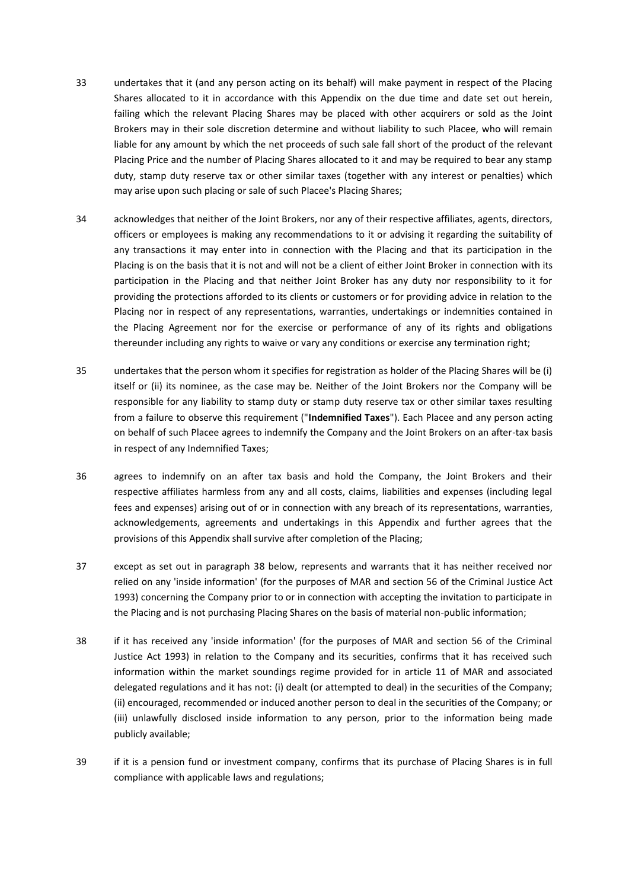33 undertakes that it (and any person acting on its behalf) will make payment in respect of the Placing Shares allocated to it in accordance with this Appendix on the due time and date set out herein, failing which the relevant Placing Shares may be placed with other acquirers or sold as the Joint Brokers may in their sole discretion determine and without liability to such Placee, who will remain liable for any amount by which the net proceeds of such sale fall short of the product of the relevant Placing Price and the number of Placing Shares allocated to it and may be required to bear any stamp duty, stamp duty reserve tax or other similar taxes (together with any interest or penalties) which may arise upon such placing or sale of such Placee's Placing Shares;

34 acknowledges that neither of the Joint Brokers, nor any of their respective affiliates, agents, directors, officers or employees is making any recommendations to it or advising it regarding the suitability of any transactions it may enter into in connection with the Placing and that its participation in the Placing is on the basis that it is not and will not be a client of either Joint Broker in connection with its participation in the Placing and that neither Joint Broker has any duty nor responsibility to it for providing the protections afforded to its clients or customers or for providing advice in relation to the Placing nor in respect of any representations, warranties, undertakings or indemnities contained in the Placing Agreement nor for the exercise or performance of any of its rights and obligations thereunder including any rights to waive or vary any conditions or exercise any termination right;

35 undertakes that the person whom it specifies for registration as holder of the Placing Shares will be (i) itself or (ii) its nominee, as the case may be. Neither of the Joint Brokers nor the Company will be responsible for any liability to stamp duty or stamp duty reserve tax or other similar taxes resulting from a failure to observe this requirement ("**Indemnified Taxes**"). Each Placee and any person acting on behalf of such Placee agrees to indemnify the Company and the Joint Brokers on an after-tax basis in respect of any Indemnified Taxes;

36 agrees to indemnify on an after tax basis and hold the Company, the Joint Brokers and their respective affiliates harmless from any and all costs, claims, liabilities and expenses (including legal fees and expenses) arising out of or in connection with any breach of its representations, warranties, acknowledgements, agreements and undertakings in this Appendix and further agrees that the provisions of this Appendix shall survive after completion of the Placing;

37 except as set out in paragraph 38 below, represents and warrants that it has neither received nor relied on any 'inside information' (for the purposes of MAR and section 56 of the Criminal Justice Act 1993) concerning the Company prior to or in connection with accepting the invitation to participate in the Placing and is not purchasing Placing Shares on the basis of material non-public information;

38 if it has received any 'inside information' (for the purposes of MAR and section 56 of the Criminal Justice Act 1993) in relation to the Company and its securities, confirms that it has received such information within the market soundings regime provided for in article 11 of MAR and associated delegated regulations and it has not: (i) dealt (or attempted to deal) in the securities of the Company; (ii) encouraged, recommended or induced another person to deal in the securities of the Company; or (iii) unlawfully disclosed inside information to any person, prior to the information being made publicly available;

39 if it is a pension fund or investment company, confirms that its purchase of Placing Shares is in full compliance with applicable laws and regulations;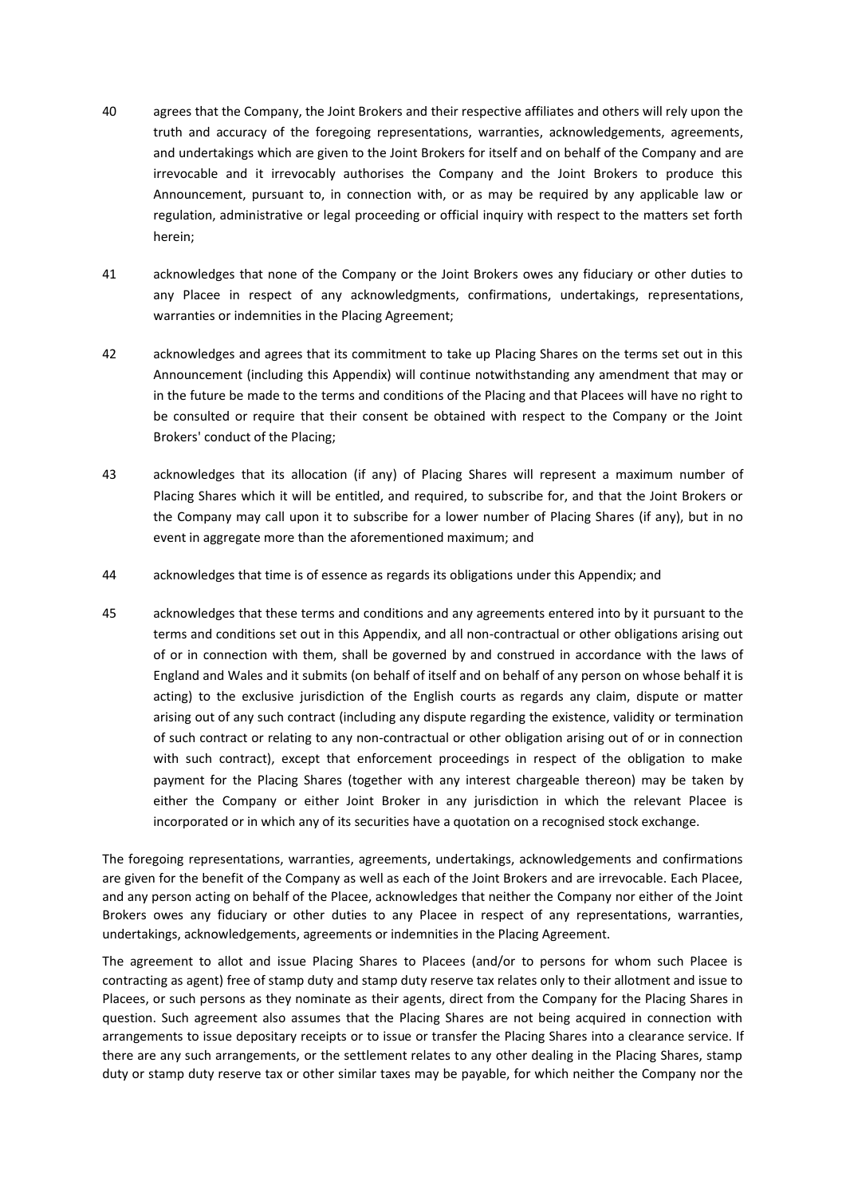40 agrees that the Company, the Joint Brokers and their respective affiliates and others will rely upon the truth and accuracy of the foregoing representations, warranties, acknowledgements, agreements, and undertakings which are given to the Joint Brokers for itself and on behalf of the Company and are irrevocable and it irrevocably authorises the Company and the Joint Brokers to produce this Announcement, pursuant to, in connection with, or as may be required by any applicable law or regulation, administrative or legal proceeding or official inquiry with respect to the matters set forth herein;

41 acknowledges that none of the Company or the Joint Brokers owes any fiduciary or other duties to any Placee in respect of any acknowledgments, confirmations, undertakings, representations, warranties or indemnities in the Placing Agreement;

42 acknowledges and agrees that its commitment to take up Placing Shares on the terms set out in this Announcement (including this Appendix) will continue notwithstanding any amendment that may or in the future be made to the terms and conditions of the Placing and that Placees will have no right to be consulted or require that their consent be obtained with respect to the Company or the Joint Brokers' conduct of the Placing;

43 acknowledges that its allocation (if any) of Placing Shares will represent a maximum number of Placing Shares which it will be entitled, and required, to subscribe for, and that the Joint Brokers or the Company may call upon it to subscribe for a lower number of Placing Shares (if any), but in no event in aggregate more than the aforementioned maximum; and

44 acknowledges that time is of essence as regards its obligations under this Appendix; and

45 acknowledges that these terms and conditions and any agreements entered into by it pursuant to the terms and conditions set out in this Appendix, and all non-contractual or other obligations arising out of or in connection with them, shall be governed by and construed in accordance with the laws of England and Wales and it submits (on behalf of itself and on behalf of any person on whose behalf it is acting) to the exclusive jurisdiction of the English courts as regards any claim, dispute or matter arising out of any such contract (including any dispute regarding the existence, validity or termination of such contract or relating to any non-contractual or other obligation arising out of or in connection with such contract), except that enforcement proceedings in respect of the obligation to make payment for the Placing Shares (together with any interest chargeable thereon) may be taken by either the Company or either Joint Broker in any jurisdiction in which the relevant Placee is incorporated or in which any of its securities have a quotation on a recognised stock exchange.

The foregoing representations, warranties, agreements, undertakings, acknowledgements and confirmations are given for the benefit of the Company as well as each of the Joint Brokers and are irrevocable. Each Placee, and any person acting on behalf of the Placee, acknowledges that neither the Company nor either of the Joint Brokers owes any fiduciary or other duties to any Placee in respect of any representations, warranties, undertakings, acknowledgements, agreements or indemnities in the Placing Agreement.

The agreement to allot and issue Placing Shares to Placees (and/or to persons for whom such Placee is contracting as agent) free of stamp duty and stamp duty reserve tax relates only to their allotment and issue to Placees, or such persons as they nominate as their agents, direct from the Company for the Placing Shares in question. Such agreement also assumes that the Placing Shares are not being acquired in connection with arrangements to issue depositary receipts or to issue or transfer the Placing Shares into a clearance service. If there are any such arrangements, or the settlement relates to any other dealing in the Placing Shares, stamp duty or stamp duty reserve tax or other similar taxes may be payable, for which neither the Company nor the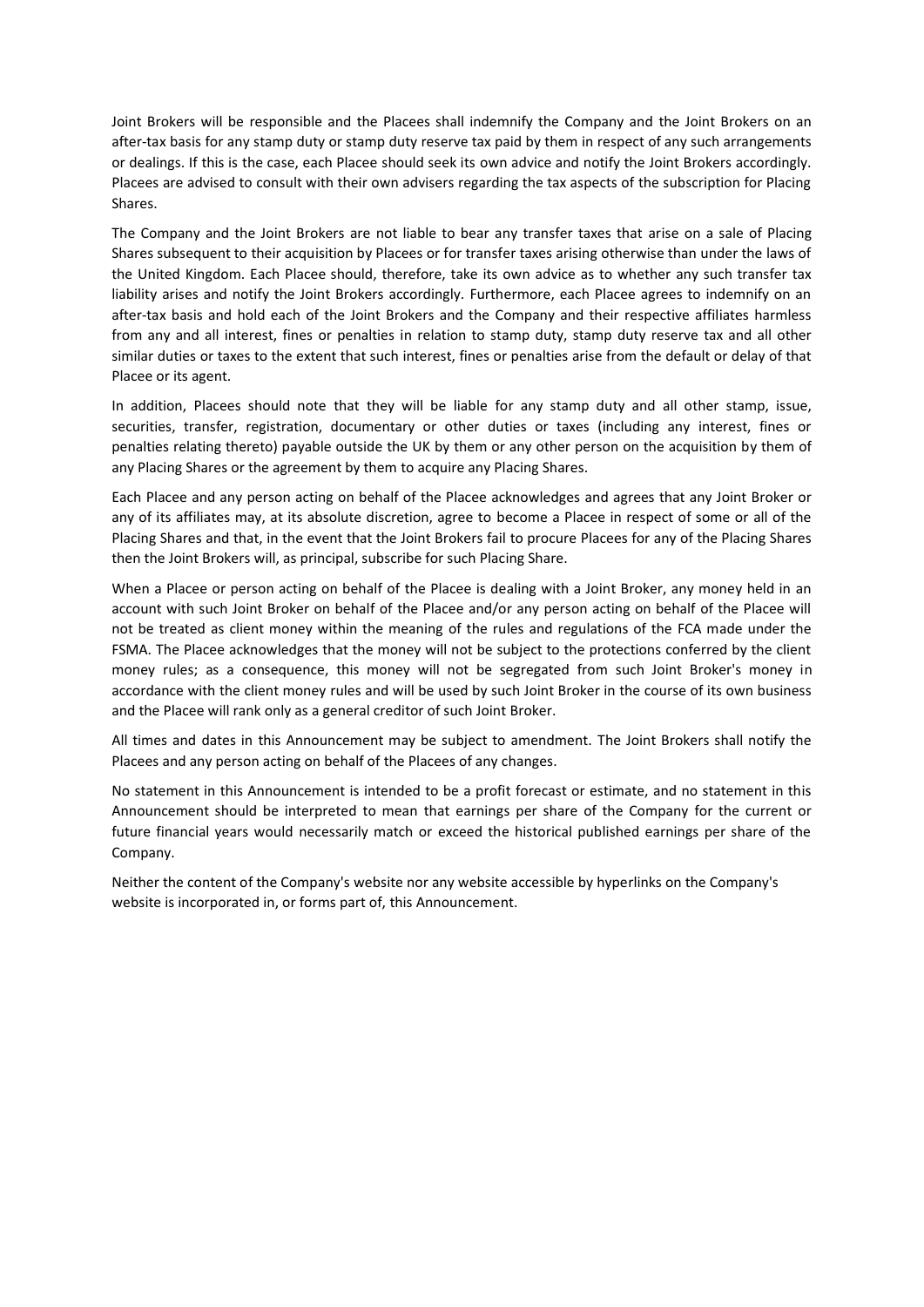Joint Brokers will be responsible and the Placees shall indemnify the Company and the Joint Brokers on an after-tax basis for any stamp duty or stamp duty reserve tax paid by them in respect of any such arrangements or dealings. If this is the case, each Placee should seek its own advice and notify the Joint Brokers accordingly. Placees are advised to consult with their own advisers regarding the tax aspects of the subscription for Placing Shares.

The Company and the Joint Brokers are not liable to bear any transfer taxes that arise on a sale of Placing Shares subsequent to their acquisition by Placees or for transfer taxes arising otherwise than under the laws of the United Kingdom. Each Placee should, therefore, take its own advice as to whether any such transfer tax liability arises and notify the Joint Brokers accordingly. Furthermore, each Placee agrees to indemnify on an after-tax basis and hold each of the Joint Brokers and the Company and their respective affiliates harmless from any and all interest, fines or penalties in relation to stamp duty, stamp duty reserve tax and all other similar duties or taxes to the extent that such interest, fines or penalties arise from the default or delay of that Placee or its agent.

In addition, Placees should note that they will be liable for any stamp duty and all other stamp, issue, securities, transfer, registration, documentary or other duties or taxes (including any interest, fines or penalties relating thereto) payable outside the UK by them or any other person on the acquisition by them of any Placing Shares or the agreement by them to acquire any Placing Shares.

Each Placee and any person acting on behalf of the Placee acknowledges and agrees that any Joint Broker or any of its affiliates may, at its absolute discretion, agree to become a Placee in respect of some or all of the Placing Shares and that, in the event that the Joint Brokers fail to procure Placees for any of the Placing Shares then the Joint Brokers will, as principal, subscribe for such Placing Share.

When a Placee or person acting on behalf of the Placee is dealing with a Joint Broker, any money held in an account with such Joint Broker on behalf of the Placee and/or any person acting on behalf of the Placee will not be treated as client money within the meaning of the rules and regulations of the FCA made under the FSMA. The Placee acknowledges that the money will not be subject to the protections conferred by the client money rules; as a consequence, this money will not be segregated from such Joint Broker's money in accordance with the client money rules and will be used by such Joint Broker in the course of its own business and the Placee will rank only as a general creditor of such Joint Broker.

All times and dates in this Announcement may be subject to amendment. The Joint Brokers shall notify the Placees and any person acting on behalf of the Placees of any changes.

No statement in this Announcement is intended to be a profit forecast or estimate, and no statement in this Announcement should be interpreted to mean that earnings per share of the Company for the current or future financial years would necessarily match or exceed the historical published earnings per share of the Company.

Neither the content of the Company's website nor any website accessible by hyperlinks on the Company's website is incorporated in, or forms part of, this Announcement.